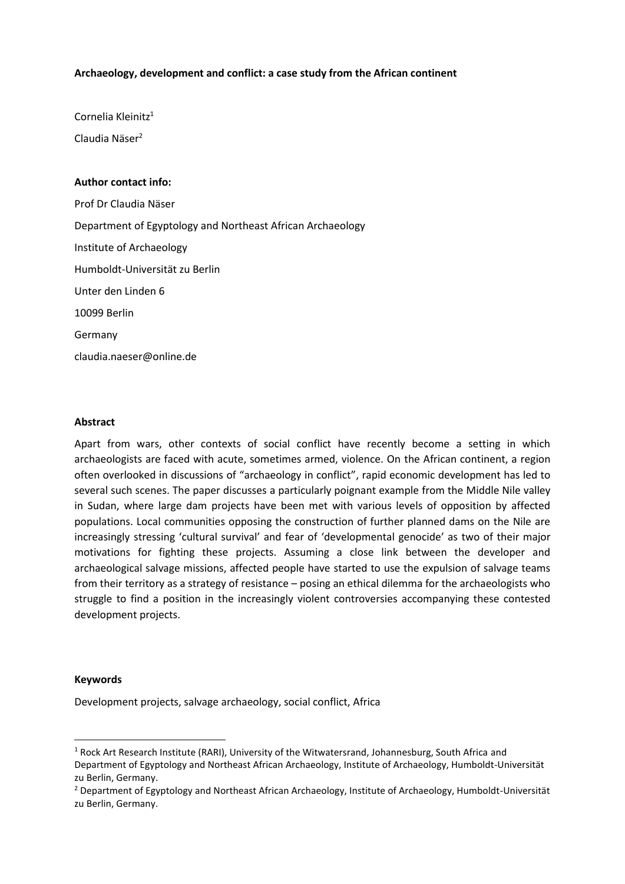**Archaeology, development and conflict: a case study from the African continent**

Cornelia Kleinitz[1]

Claudia Näser[2]

**Author contact info:**

Prof Dr Claudia Näser

Department of Egyptology and Northeast African Archaeology

Institute of Archaeology

Humboldt-Universität zu Berlin

Unter den Linden 6

10099 Berlin

Germany

claudia.naeser@online.de

**Abstract**

Apart from wars, other contexts of social conflict have recently become a setting in which archaeologists are faced with acute, sometimes armed, violence. On the African continent, a region often overlooked in discussions of "archaeology in conflict", rapid economic development has led to several such scenes. The paper discusses a particularly poignant example from the Middle Nile valley in Sudan, where large dam projects have been met with various levels of opposition by affected populations. Local communities opposing the construction of further planned dams on the Nile are increasingly stressing 'cultural survival' and fear of 'developmental genocide' as two of their major motivations for fighting these projects. Assuming a close link between the developer and archaeological salvage missions, affected people have started to use the expulsion of salvage teams from their territory as a strategy of resistance – posing an ethical dilemma for the archaeologists who struggle to find a position in the increasingly violent controversies accompanying these contested development projects.

**Keywords**

Development projects, salvage archaeology, social conflict, Africa

---

[1] Rock Art Research Institute (RARI), University of the Witwatersrand, Johannesburg, South Africa and Department of Egyptology and Northeast African Archaeology, Institute of Archaeology, Humboldt-Universität zu Berlin, Germany.

[2] Department of Egyptology and Northeast African Archaeology, Institute of Archaeology, Humboldt-Universität zu Berlin, Germany.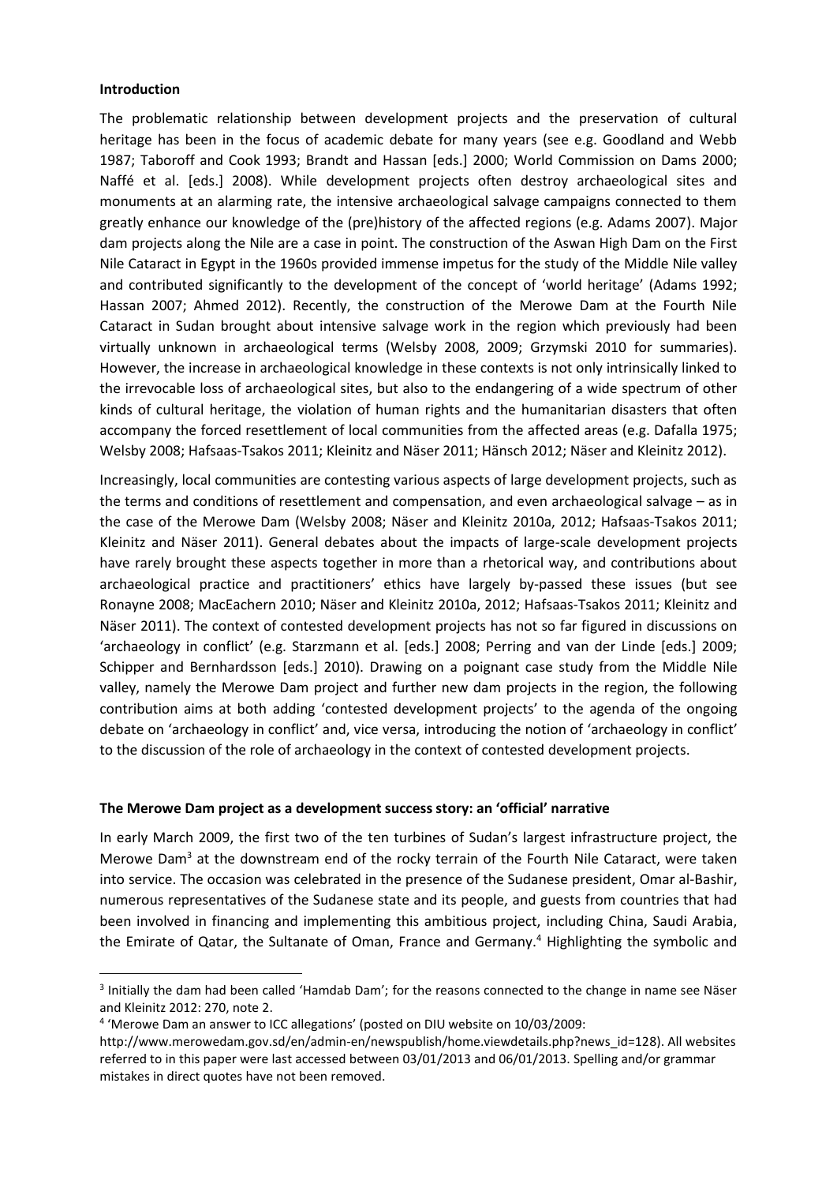**Introduction**

The problematic relationship between development projects and the preservation of cultural heritage has been in the focus of academic debate for many years (see e.g. Goodland and Webb 1987; Taboroff and Cook 1993; Brandt and Hassan [eds.] 2000; World Commission on Dams 2000; Naffé et al. [eds.] 2008). While development projects often destroy archaeological sites and monuments at an alarming rate, the intensive archaeological salvage campaigns connected to them greatly enhance our knowledge of the (pre)history of the affected regions (e.g. Adams 2007). Major dam projects along the Nile are a case in point. The construction of the Aswan High Dam on the First Nile Cataract in Egypt in the 1960s provided immense impetus for the study of the Middle Nile valley and contributed significantly to the development of the concept of 'world heritage' (Adams 1992; Hassan 2007; Ahmed 2012). Recently, the construction of the Merowe Dam at the Fourth Nile Cataract in Sudan brought about intensive salvage work in the region which previously had been virtually unknown in archaeological terms (Welsby 2008, 2009; Grzymski 2010 for summaries). However, the increase in archaeological knowledge in these contexts is not only intrinsically linked to the irrevocable loss of archaeological sites, but also to the endangering of a wide spectrum of other kinds of cultural heritage, the violation of human rights and the humanitarian disasters that often accompany the forced resettlement of local communities from the affected areas (e.g. Dafalla 1975; Welsby 2008; Hafsaas-Tsakos 2011; Kleinitz and Näser 2011; Hänsch 2012; Näser and Kleinitz 2012).

Increasingly, local communities are contesting various aspects of large development projects, such as the terms and conditions of resettlement and compensation, and even archaeological salvage – as in the case of the Merowe Dam (Welsby 2008; Näser and Kleinitz 2010a, 2012; Hafsaas-Tsakos 2011; Kleinitz and Näser 2011). General debates about the impacts of large-scale development projects have rarely brought these aspects together in more than a rhetorical way, and contributions about archaeological practice and practitioners' ethics have largely by-passed these issues (but see Ronayne 2008; MacEachern 2010; Näser and Kleinitz 2010a, 2012; Hafsaas-Tsakos 2011; Kleinitz and Näser 2011). The context of contested development projects has not so far figured in discussions on 'archaeology in conflict' (e.g. Starzmann et al. [eds.] 2008; Perring and van der Linde [eds.] 2009; Schipper and Bernhardsson [eds.] 2010). Drawing on a poignant case study from the Middle Nile valley, namely the Merowe Dam project and further new dam projects in the region, the following contribution aims at both adding 'contested development projects' to the agenda of the ongoing debate on 'archaeology in conflict' and, vice versa, introducing the notion of 'archaeology in conflict' to the discussion of the role of archaeology in the context of contested development projects.

**The Merowe Dam project as a development success story: an 'official' narrative**

In early March 2009, the first two of the ten turbines of Sudan's largest infrastructure project, the Merowe Dam[3] at the downstream end of the rocky terrain of the Fourth Nile Cataract, were taken into service. The occasion was celebrated in the presence of the Sudanese president, Omar al-Bashir, numerous representatives of the Sudanese state and its people, and guests from countries that had been involved in financing and implementing this ambitious project, including China, Saudi Arabia, the Emirate of Qatar, the Sultanate of Oman, France and Germany.[4] Highlighting the symbolic and

---

[3] Initially the dam had been called 'Hamdab Dam'; for the reasons connected to the change in name see Näser and Kleinitz 2012: 270, note 2.

[4] 'Merowe Dam an answer to ICC allegations' (posted on DIU website on 10/03/2009: http://www.merowedam.gov.sd/en/admin-en/newspublish/home.viewdetails.php?news_id=128). All websites referred to in this paper were last accessed between 03/01/2013 and 06/01/2013. Spelling and/or grammar mistakes in direct quotes have not been removed.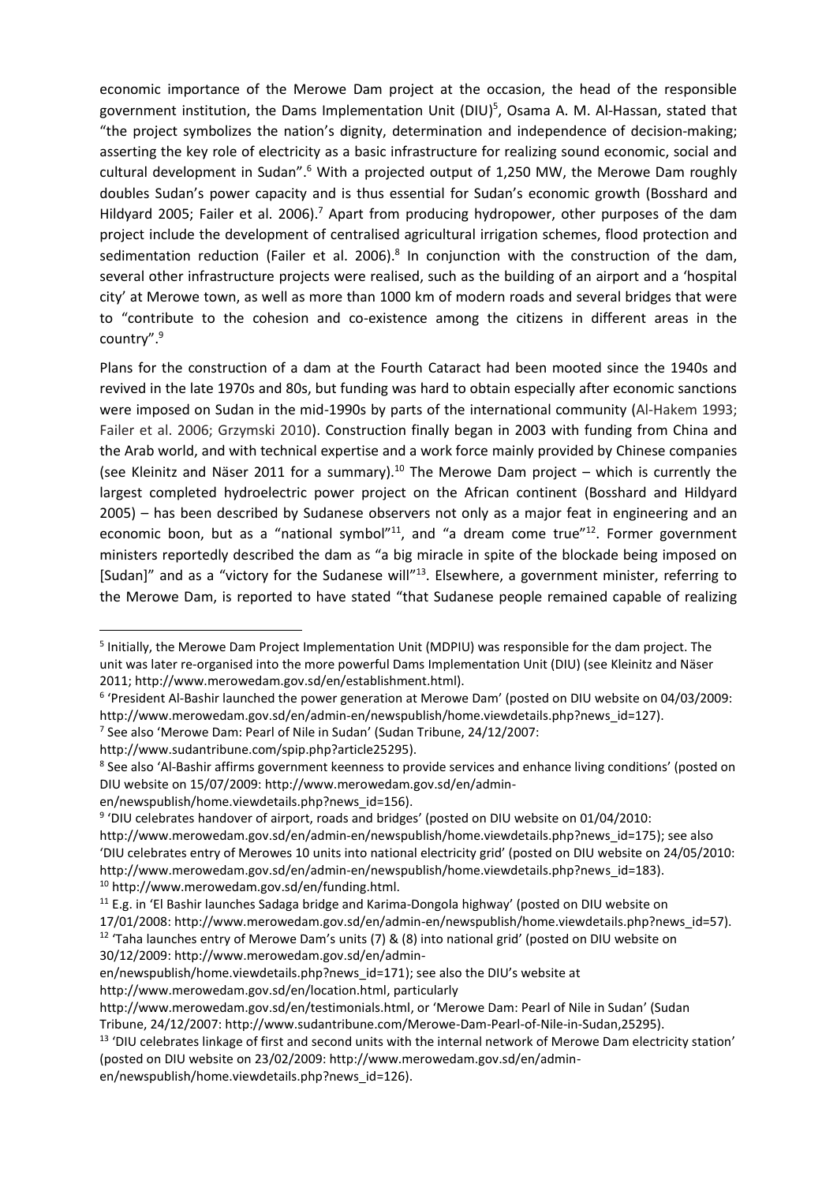economic importance of the Merowe Dam project at the occasion, the head of the responsible government institution, the Dams Implementation Unit (DIU)[5], Osama A. M. Al-Hassan, stated that "the project symbolizes the nation's dignity, determination and independence of decision-making; asserting the key role of electricity as a basic infrastructure for realizing sound economic, social and cultural development in Sudan".[6] With a projected output of 1,250 MW, the Merowe Dam roughly doubles Sudan's power capacity and is thus essential for Sudan's economic growth (Bosshard and Hildyard 2005; Failer et al. 2006).[7] Apart from producing hydropower, other purposes of the dam project include the development of centralised agricultural irrigation schemes, flood protection and sedimentation reduction (Failer et al. 2006).[8] In conjunction with the construction of the dam, several other infrastructure projects were realised, such as the building of an airport and a 'hospital city' at Merowe town, as well as more than 1000 km of modern roads and several bridges that were to "contribute to the cohesion and co-existence among the citizens in different areas in the country".[9]

Plans for the construction of a dam at the Fourth Cataract had been mooted since the 1940s and revived in the late 1970s and 80s, but funding was hard to obtain especially after economic sanctions were imposed on Sudan in the mid-1990s by parts of the international community (Al-Hakem 1993; Failer et al. 2006; Grzymski 2010). Construction finally began in 2003 with funding from China and the Arab world, and with technical expertise and a work force mainly provided by Chinese companies (see Kleinitz and Näser 2011 for a summary).[10] The Merowe Dam project – which is currently the largest completed hydroelectric power project on the African continent (Bosshard and Hildyard 2005) – has been described by Sudanese observers not only as a major feat in engineering and an economic boon, but as a "national symbol"[11], and "a dream come true"[12]. Former government ministers reportedly described the dam as "a big miracle in spite of the blockade being imposed on [Sudan]" and as a "victory for the Sudanese will"[13]. Elsewhere, a government minister, referring to the Merowe Dam, is reported to have stated "that Sudanese people remained capable of realizing

---

[5] Initially, the Merowe Dam Project Implementation Unit (MDPIU) was responsible for the dam project. The unit was later re-organised into the more powerful Dams Implementation Unit (DIU) (see Kleinitz and Näser 2011; http://www.merowedam.gov.sd/en/establishment.html).

[6] 'President Al-Bashir launched the power generation at Merowe Dam' (posted on DIU website on 04/03/2009: http://www.merowedam.gov.sd/en/admin-en/newspublish/home.viewdetails.php?news_id=127).

[7] See also 'Merowe Dam: Pearl of Nile in Sudan' (Sudan Tribune, 24/12/2007: http://www.sudantribune.com/spip.php?article25295).

[8] See also 'Al-Bashir affirms government keenness to provide services and enhance living conditions' (posted on DIU website on 15/07/2009: http://www.merowedam.gov.sd/en/admin-en/newspublish/home.viewdetails.php?news_id=156).

[9] 'DIU celebrates handover of airport, roads and bridges' (posted on DIU website on 01/04/2010: http://www.merowedam.gov.sd/en/admin-en/newspublish/home.viewdetails.php?news_id=175); see also 'DIU celebrates entry of Merowes 10 units into national electricity grid' (posted on DIU website on 24/05/2010: http://www.merowedam.gov.sd/en/admin-en/newspublish/home.viewdetails.php?news_id=183).

[10] http://www.merowedam.gov.sd/en/funding.html.

[11] E.g. in 'El Bashir launches Sadaga bridge and Karima-Dongola highway' (posted on DIU website on 17/01/2008: http://www.merowedam.gov.sd/en/admin-en/newspublish/home.viewdetails.php?news_id=57).

[12] 'Taha launches entry of Merowe Dam's units (7) & (8) into national grid' (posted on DIU website on 30/12/2009: http://www.merowedam.gov.sd/en/admin-en/newspublish/home.viewdetails.php?news_id=171); see also the DIU's website at http://www.merowedam.gov.sd/en/location.html, particularly http://www.merowedam.gov.sd/en/testimonials.html, or 'Merowe Dam: Pearl of Nile in Sudan' (Sudan Tribune, 24/12/2007: http://www.sudantribune.com/Merowe-Dam-Pearl-of-Nile-in-Sudan,25295).

[13] 'DIU celebrates linkage of first and second units with the internal network of Merowe Dam electricity station' (posted on DIU website on 23/02/2009: http://www.merowedam.gov.sd/en/admin-en/newspublish/home.viewdetails.php?news_id=126).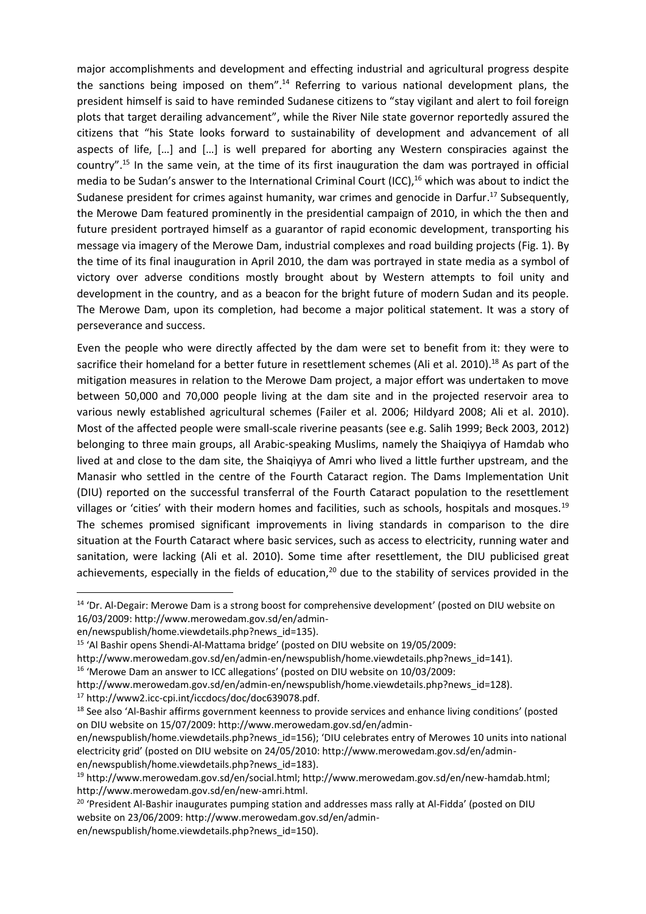major accomplishments and development and effecting industrial and agricultural progress despite the sanctions being imposed on them".[14] Referring to various national development plans, the president himself is said to have reminded Sudanese citizens to "stay vigilant and alert to foil foreign plots that target derailing advancement", while the River Nile state governor reportedly assured the citizens that "his State looks forward to sustainability of development and advancement of all aspects of life, […] and […] is well prepared for aborting any Western conspiracies against the country".[15] In the same vein, at the time of its first inauguration the dam was portrayed in official media to be Sudan's answer to the International Criminal Court (ICC),[16] which was about to indict the Sudanese president for crimes against humanity, war crimes and genocide in Darfur.[17] Subsequently, the Merowe Dam featured prominently in the presidential campaign of 2010, in which the then and future president portrayed himself as a guarantor of rapid economic development, transporting his message via imagery of the Merowe Dam, industrial complexes and road building projects (Fig. 1). By the time of its final inauguration in April 2010, the dam was portrayed in state media as a symbol of victory over adverse conditions mostly brought about by Western attempts to foil unity and development in the country, and as a beacon for the bright future of modern Sudan and its people. The Merowe Dam, upon its completion, had become a major political statement. It was a story of perseverance and success.

Even the people who were directly affected by the dam were set to benefit from it: they were to sacrifice their homeland for a better future in resettlement schemes (Ali et al. 2010).[18] As part of the mitigation measures in relation to the Merowe Dam project, a major effort was undertaken to move between 50,000 and 70,000 people living at the dam site and in the projected reservoir area to various newly established agricultural schemes (Failer et al. 2006; Hildyard 2008; Ali et al. 2010). Most of the affected people were small-scale riverine peasants (see e.g. Salih 1999; Beck 2003, 2012) belonging to three main groups, all Arabic-speaking Muslims, namely the Shaiqiyya of Hamdab who lived at and close to the dam site, the Shaiqiyya of Amri who lived a little further upstream, and the Manasir who settled in the centre of the Fourth Cataract region. The Dams Implementation Unit (DIU) reported on the successful transferral of the Fourth Cataract population to the resettlement villages or 'cities' with their modern homes and facilities, such as schools, hospitals and mosques.[19] The schemes promised significant improvements in living standards in comparison to the dire situation at the Fourth Cataract where basic services, such as access to electricity, running water and sanitation, were lacking (Ali et al. 2010). Some time after resettlement, the DIU publicised great achievements, especially in the fields of education,[20] due to the stability of services provided in the

---

[14] 'Dr. Al-Degair: Merowe Dam is a strong boost for comprehensive development' (posted on DIU website on 16/03/2009: http://www.merowedam.gov.sd/en/admin-en/newspublish/home.viewdetails.php?news_id=135).

[15] 'Al Bashir opens Shendi-Al-Mattama bridge' (posted on DIU website on 19/05/2009: http://www.merowedam.gov.sd/en/admin-en/newspublish/home.viewdetails.php?news_id=141).

[16] 'Merowe Dam an answer to ICC allegations' (posted on DIU website on 10/03/2009: http://www.merowedam.gov.sd/en/admin-en/newspublish/home.viewdetails.php?news_id=128).

[17] http://www2.icc-cpi.int/iccdocs/doc/doc639078.pdf.

[18] See also 'Al-Bashir affirms government keenness to provide services and enhance living conditions' (posted on DIU website on 15/07/2009: http://www.merowedam.gov.sd/en/admin-en/newspublish/home.viewdetails.php?news_id=156); 'DIU celebrates entry of Merowes 10 units into national electricity grid' (posted on DIU website on 24/05/2010: http://www.merowedam.gov.sd/en/admin-en/newspublish/home.viewdetails.php?news_id=183).

[19] http://www.merowedam.gov.sd/en/social.html; http://www.merowedam.gov.sd/en/new-hamdab.html; http://www.merowedam.gov.sd/en/new-amri.html.

[20] 'President Al-Bashir inaugurates pumping station and addresses mass rally at Al-Fidda' (posted on DIU website on 23/06/2009: http://www.merowedam.gov.sd/en/admin-en/newspublish/home.viewdetails.php?news_id=150).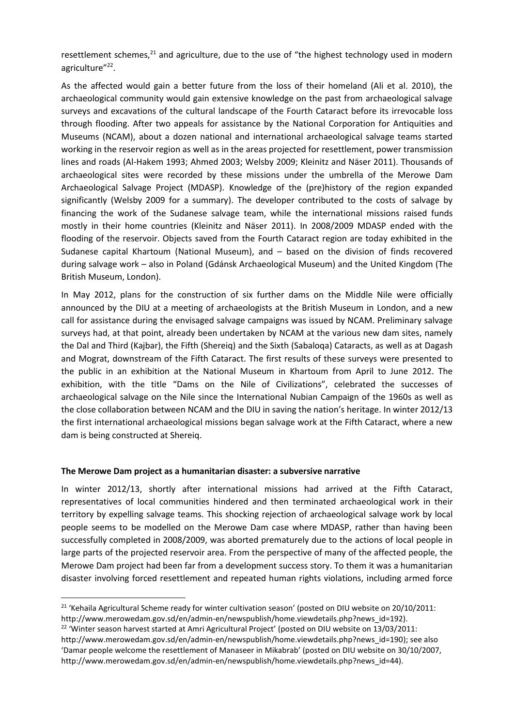resettlement schemes,[21] and agriculture, due to the use of "the highest technology used in modern agriculture"[22].

As the affected would gain a better future from the loss of their homeland (Ali et al. 2010), the archaeological community would gain extensive knowledge on the past from archaeological salvage surveys and excavations of the cultural landscape of the Fourth Cataract before its irrevocable loss through flooding. After two appeals for assistance by the National Corporation for Antiquities and Museums (NCAM), about a dozen national and international archaeological salvage teams started working in the reservoir region as well as in the areas projected for resettlement, power transmission lines and roads (Al-Hakem 1993; Ahmed 2003; Welsby 2009; Kleinitz and Näser 2011). Thousands of archaeological sites were recorded by these missions under the umbrella of the Merowe Dam Archaeological Salvage Project (MDASP). Knowledge of the (pre)history of the region expanded significantly (Welsby 2009 for a summary). The developer contributed to the costs of salvage by financing the work of the Sudanese salvage team, while the international missions raised funds mostly in their home countries (Kleinitz and Näser 2011). In 2008/2009 MDASP ended with the flooding of the reservoir. Objects saved from the Fourth Cataract region are today exhibited in the Sudanese capital Khartoum (National Museum), and – based on the division of finds recovered during salvage work – also in Poland (Gdánsk Archaeological Museum) and the United Kingdom (The British Museum, London).

In May 2012, plans for the construction of six further dams on the Middle Nile were officially announced by the DIU at a meeting of archaeologists at the British Museum in London, and a new call for assistance during the envisaged salvage campaigns was issued by NCAM. Preliminary salvage surveys had, at that point, already been undertaken by NCAM at the various new dam sites, namely the Dal and Third (Kajbar), the Fifth (Shereiq) and the Sixth (Sabaloqa) Cataracts, as well as at Dagash and Mograt, downstream of the Fifth Cataract. The first results of these surveys were presented to the public in an exhibition at the National Museum in Khartoum from April to June 2012. The exhibition, with the title "Dams on the Nile of Civilizations", celebrated the successes of archaeological salvage on the Nile since the International Nubian Campaign of the 1960s as well as the close collaboration between NCAM and the DIU in saving the nation's heritage. In winter 2012/13 the first international archaeological missions began salvage work at the Fifth Cataract, where a new dam is being constructed at Shereiq.

## The Merowe Dam project as a humanitarian disaster: a subversive narrative

In winter 2012/13, shortly after international missions had arrived at the Fifth Cataract, representatives of local communities hindered and then terminated archaeological work in their territory by expelling salvage teams. This shocking rejection of archaeological salvage work by local people seems to be modelled on the Merowe Dam case where MDASP, rather than having been successfully completed in 2008/2009, was aborted prematurely due to the actions of local people in large parts of the projected reservoir area. From the perspective of many of the affected people, the Merowe Dam project had been far from a development success story. To them it was a humanitarian disaster involving forced resettlement and repeated human rights violations, including armed force

---

[21] 'Kehaila Agricultural Scheme ready for winter cultivation season' (posted on DIU website on 20/10/2011: http://www.merowedam.gov.sd/en/admin-en/newspublish/home.viewdetails.php?news_id=192).

[22] 'Winter season harvest started at Amri Agricultural Project' (posted on DIU website on 13/03/2011: http://www.merowedam.gov.sd/en/admin-en/newspublish/home.viewdetails.php?news_id=190); see also 'Damar people welcome the resettlement of Manaseer in Mikabrab' (posted on DIU website on 30/10/2007, http://www.merowedam.gov.sd/en/admin-en/newspublish/home.viewdetails.php?news_id=44).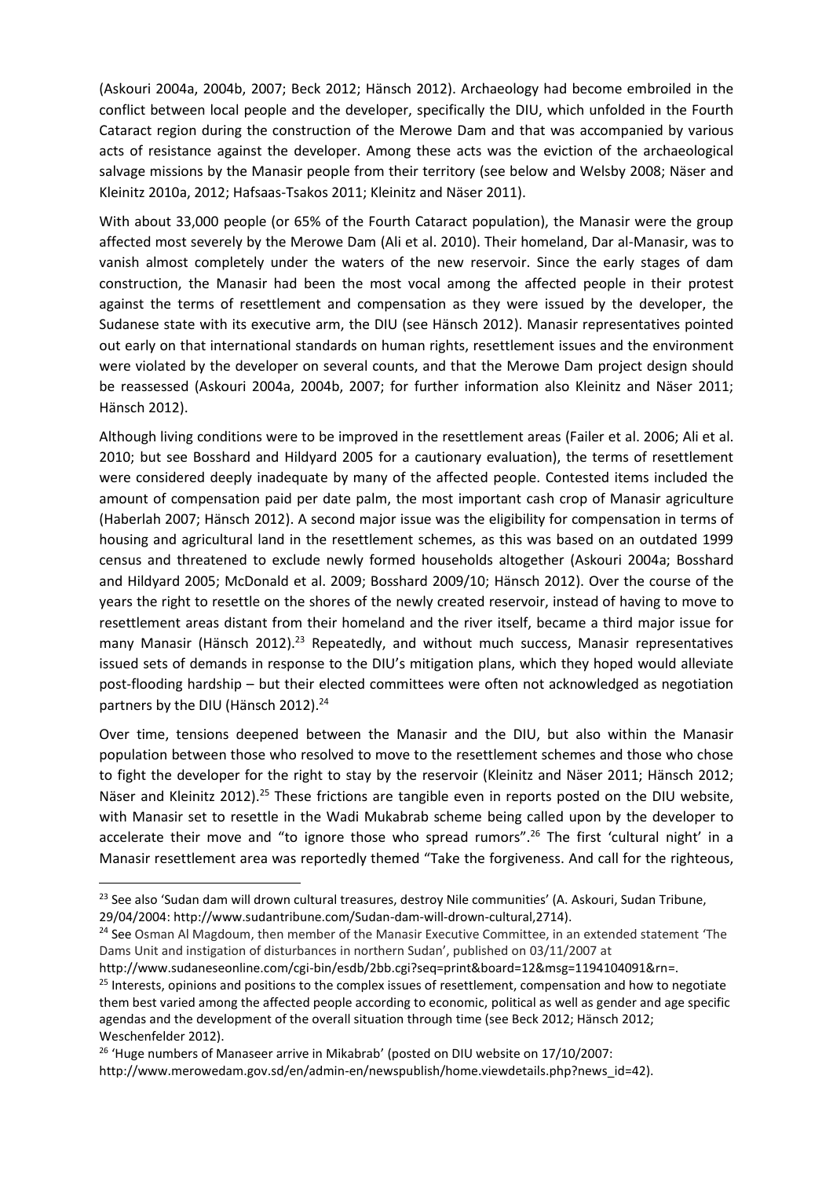(Askouri 2004a, 2004b, 2007; Beck 2012; Hänsch 2012). Archaeology had become embroiled in the conflict between local people and the developer, specifically the DIU, which unfolded in the Fourth Cataract region during the construction of the Merowe Dam and that was accompanied by various acts of resistance against the developer. Among these acts was the eviction of the archaeological salvage missions by the Manasir people from their territory (see below and Welsby 2008; Näser and Kleinitz 2010a, 2012; Hafsaas-Tsakos 2011; Kleinitz and Näser 2011).

With about 33,000 people (or 65% of the Fourth Cataract population), the Manasir were the group affected most severely by the Merowe Dam (Ali et al. 2010). Their homeland, Dar al-Manasir, was to vanish almost completely under the waters of the new reservoir. Since the early stages of dam construction, the Manasir had been the most vocal among the affected people in their protest against the terms of resettlement and compensation as they were issued by the developer, the Sudanese state with its executive arm, the DIU (see Hänsch 2012). Manasir representatives pointed out early on that international standards on human rights, resettlement issues and the environment were violated by the developer on several counts, and that the Merowe Dam project design should be reassessed (Askouri 2004a, 2004b, 2007; for further information also Kleinitz and Näser 2011; Hänsch 2012).

Although living conditions were to be improved in the resettlement areas (Failer et al. 2006; Ali et al. 2010; but see Bosshard and Hildyard 2005 for a cautionary evaluation), the terms of resettlement were considered deeply inadequate by many of the affected people. Contested items included the amount of compensation paid per date palm, the most important cash crop of Manasir agriculture (Haberlah 2007; Hänsch 2012). A second major issue was the eligibility for compensation in terms of housing and agricultural land in the resettlement schemes, as this was based on an outdated 1999 census and threatened to exclude newly formed households altogether (Askouri 2004a; Bosshard and Hildyard 2005; McDonald et al. 2009; Bosshard 2009/10; Hänsch 2012). Over the course of the years the right to resettle on the shores of the newly created reservoir, instead of having to move to resettlement areas distant from their homeland and the river itself, became a third major issue for many Manasir (Hänsch 2012).[23] Repeatedly, and without much success, Manasir representatives issued sets of demands in response to the DIU's mitigation plans, which they hoped would alleviate post-flooding hardship – but their elected committees were often not acknowledged as negotiation partners by the DIU (Hänsch 2012).[24]

Over time, tensions deepened between the Manasir and the DIU, but also within the Manasir population between those who resolved to move to the resettlement schemes and those who chose to fight the developer for the right to stay by the reservoir (Kleinitz and Näser 2011; Hänsch 2012; Näser and Kleinitz 2012).[25] These frictions are tangible even in reports posted on the DIU website, with Manasir set to resettle in the Wadi Mukabrab scheme being called upon by the developer to accelerate their move and "to ignore those who spread rumors".[26] The first 'cultural night' in a Manasir resettlement area was reportedly themed "Take the forgiveness. And call for the righteous,

---

[23] See also 'Sudan dam will drown cultural treasures, destroy Nile communities' (A. Askouri, Sudan Tribune, 29/04/2004: http://www.sudantribune.com/Sudan-dam-will-drown-cultural,2714).

[24] See Osman Al Magdoum, then member of the Manasir Executive Committee, in an extended statement 'The Dams Unit and instigation of disturbances in northern Sudan', published on 03/11/2007 at http://www.sudaneseonline.com/cgi-bin/esdb/2bb.cgi?seq=print&board=12&msg=1194104091&rn=.

[25] Interests, opinions and positions to the complex issues of resettlement, compensation and how to negotiate them best varied among the affected people according to economic, political as well as gender and age specific agendas and the development of the overall situation through time (see Beck 2012; Hänsch 2012; Weschenfelder 2012).

[26] 'Huge numbers of Manaseer arrive in Mikabrab' (posted on DIU website on 17/10/2007: http://www.merowedam.gov.sd/en/admin-en/newspublish/home.viewdetails.php?news_id=42).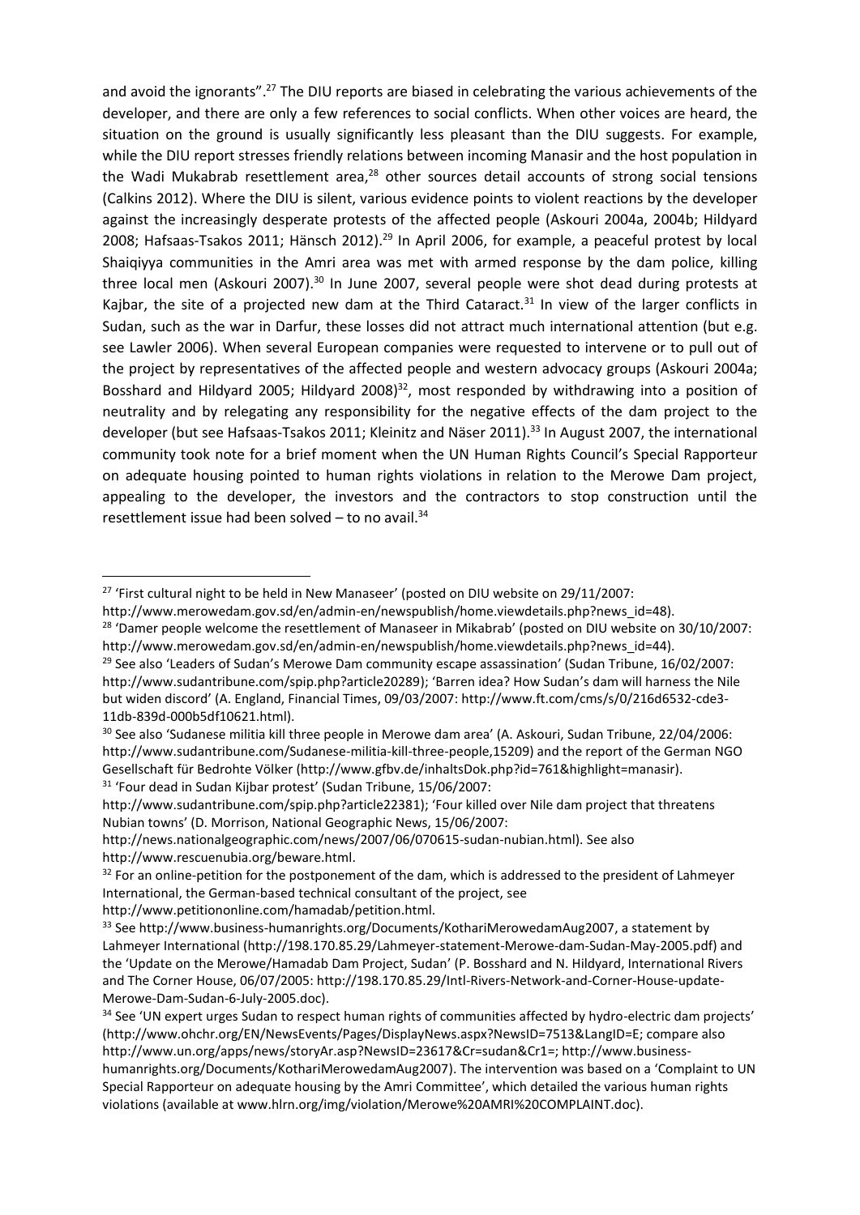and avoid the ignorants".[27] The DIU reports are biased in celebrating the various achievements of the developer, and there are only a few references to social conflicts. When other voices are heard, the situation on the ground is usually significantly less pleasant than the DIU suggests. For example, while the DIU report stresses friendly relations between incoming Manasir and the host population in the Wadi Mukabrab resettlement area,[28] other sources detail accounts of strong social tensions (Calkins 2012). Where the DIU is silent, various evidence points to violent reactions by the developer against the increasingly desperate protests of the affected people (Askouri 2004a, 2004b; Hildyard 2008; Hafsaas-Tsakos 2011; Hänsch 2012).[29] In April 2006, for example, a peaceful protest by local Shaiqiyya communities in the Amri area was met with armed response by the dam police, killing three local men (Askouri 2007).[30] In June 2007, several people were shot dead during protests at Kajbar, the site of a projected new dam at the Third Cataract.[31] In view of the larger conflicts in Sudan, such as the war in Darfur, these losses did not attract much international attention (but e.g. see Lawler 2006). When several European companies were requested to intervene or to pull out of the project by representatives of the affected people and western advocacy groups (Askouri 2004a; Bosshard and Hildyard 2005; Hildyard 2008)[32], most responded by withdrawing into a position of neutrality and by relegating any responsibility for the negative effects of the dam project to the developer (but see Hafsaas-Tsakos 2011; Kleinitz and Näser 2011).[33] In August 2007, the international community took note for a brief moment when the UN Human Rights Council's Special Rapporteur on adequate housing pointed to human rights violations in relation to the Merowe Dam project, appealing to the developer, the investors and the contractors to stop construction until the resettlement issue had been solved – to no avail.[34]

---

[27] 'First cultural night to be held in New Manaseer' (posted on DIU website on 29/11/2007: http://www.merowedam.gov.sd/en/admin-en/newspublish/home.viewdetails.php?news_id=48).

[28] 'Damer people welcome the resettlement of Manaseer in Mikabrab' (posted on DIU website on 30/10/2007: http://www.merowedam.gov.sd/en/admin-en/newspublish/home.viewdetails.php?news_id=44).

[29] See also 'Leaders of Sudan's Merowe Dam community escape assassination' (Sudan Tribune, 16/02/2007: http://www.sudantribune.com/spip.php?article20289); 'Barren idea? How Sudan's dam will harness the Nile but widen discord' (A. England, Financial Times, 09/03/2007: http://www.ft.com/cms/s/0/216d6532-cde3-11db-839d-000b5df10621.html).

[30] See also 'Sudanese militia kill three people in Merowe dam area' (A. Askouri, Sudan Tribune, 22/04/2006: http://www.sudantribune.com/Sudanese-militia-kill-three-people,15209) and the report of the German NGO Gesellschaft für Bedrohte Völker (http://www.gfbv.de/inhaltsDok.php?id=761&highlight=manasir).

[31] 'Four dead in Sudan Kijbar protest' (Sudan Tribune, 15/06/2007: http://www.sudantribune.com/spip.php?article22381); 'Four killed over Nile dam project that threatens Nubian towns' (D. Morrison, National Geographic News, 15/06/2007: http://news.nationalgeographic.com/news/2007/06/070615-sudan-nubian.html). See also http://www.rescuenubia.org/beware.html.

[32] For an online-petition for the postponement of the dam, which is addressed to the president of Lahmeyer International, the German-based technical consultant of the project, see http://www.petitiononline.com/hamadab/petition.html.

[33] See http://www.business-humanrights.org/Documents/KothariMerowedamAug2007, a statement by Lahmeyer International (http://198.170.85.29/Lahmeyer-statement-Merowe-dam-Sudan-May-2005.pdf) and the 'Update on the Merowe/Hamadab Dam Project, Sudan' (P. Bosshard and N. Hildyard, International Rivers and The Corner House, 06/07/2005: http://198.170.85.29/Intl-Rivers-Network-and-Corner-House-update-Merowe-Dam-Sudan-6-July-2005.doc).

[34] See 'UN expert urges Sudan to respect human rights of communities affected by hydro-electric dam projects' (http://www.ohchr.org/EN/NewsEvents/Pages/DisplayNews.aspx?NewsID=7513&LangID=E; compare also http://www.un.org/apps/news/storyAr.asp?NewsID=23617&Cr=sudan&Cr1=; http://www.business-humanrights.org/Documents/KothariMerowedamAug2007). The intervention was based on a 'Complaint to UN Special Rapporteur on adequate housing by the Amri Committee', which detailed the various human rights violations (available at www.hlrn.org/img/violation/Merowe%20AMRI%20COMPLAINT.doc).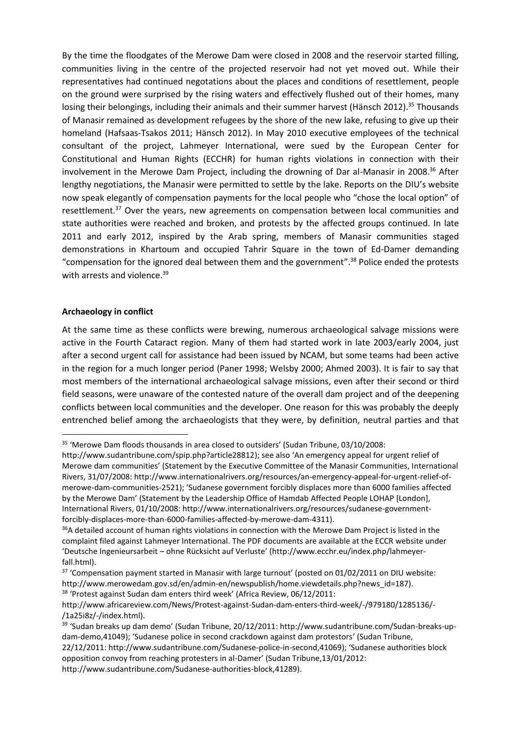By the time the floodgates of the Merowe Dam were closed in 2008 and the reservoir started filling, communities living in the centre of the projected reservoir had not yet moved out. While their representatives had continued negotiations about the places and conditions of resettlement, people on the ground were surprised by the rising waters and effectively flushed out of their homes, many losing their belongings, including their animals and their summer harvest (Hänsch 2012).[35] Thousands of Manasir remained as development refugees by the shore of the new lake, refusing to give up their homeland (Hafsaas-Tsakos 2011; Hänsch 2012). In May 2010 executive employees of the technical consultant of the project, Lahmeyer International, were sued by the European Center for Constitutional and Human Rights (ECCHR) for human rights violations in connection with their involvement in the Merowe Dam Project, including the drowning of Dar al-Manasir in 2008.[36] After lengthy negotiations, the Manasir were permitted to settle by the lake. Reports on the DIU's website now speak elegantly of compensation payments for the local people who "chose the local option" of resettlement.[37] Over the years, new agreements on compensation between local communities and state authorities were reached and broken, and protests by the affected groups continued. In late 2011 and early 2012, inspired by the Arab spring, members of Manasir communities staged demonstrations in Khartoum and occupied Tahrir Square in the town of Ed-Damer demanding "compensation for the ignored deal between them and the government".[38] Police ended the protests with arrests and violence.[39]

**Archaeology in conflict**

At the same time as these conflicts were brewing, numerous archaeological salvage missions were active in the Fourth Cataract region. Many of them had started work in late 2003/early 2004, just after a second urgent call for assistance had been issued by NCAM, but some teams had been active in the region for a much longer period (Paner 1998; Welsby 2000; Ahmed 2003). It is fair to say that most members of the international archaeological salvage missions, even after their second or third field seasons, were unaware of the contested nature of the overall dam project and of the deepening conflicts between local communities and the developer. One reason for this was probably the deeply entrenched belief among the archaeologists that they were, by definition, neutral parties and that

---

[35] 'Merowe Dam floods thousands in area closed to outsiders' (Sudan Tribune, 03/10/2008: http://www.sudantribune.com/spip.php?article28812); see also 'An emergency appeal for urgent relief of Merowe dam communities' (Statement by the Executive Committee of the Manasir Communities, International Rivers, 31/07/2008: http://www.internationalrivers.org/resources/an-emergency-appeal-for-urgent-relief-of-merowe-dam-communities-2521); 'Sudanese government forcibly displaces more than 6000 families affected by the Merowe Dam' (Statement by the Leadership Office of Hamdab Affected People LOHAP [London], International Rivers, 01/10/2008: http://www.internationalrivers.org/resources/sudanese-government-forcibly-displaces-more-than-6000-families-affected-by-merowe-dam-4311).

[36] A detailed account of human rights violations in connection with the Merowe Dam Project is listed in the complaint filed against Lahmeyer International. The PDF documents are available at the ECCR website under 'Deutsche Ingenieursarbeit – ohne Rücksicht auf Verluste' (http://www.ecchr.eu/index.php/lahmeyer-fall.html).

[37] 'Compensation payment started in Manasir with large turnout' (posted on 01/02/2011 on DIU website: http://www.merowedam.gov.sd/en/admin-en/newspublish/home.viewdetails.php?news_id=187).

[38] 'Protest against Sudan dam enters third week' (Africa Review, 06/12/2011: http://www.africareview.com/News/Protest-against-Sudan-dam-enters-third-week/-/979180/1285136/-/1a25i8z/-/index.html).

[39] 'Sudan breaks up dam demo' (Sudan Tribune, 20/12/2011: http://www.sudantribune.com/Sudan-breaks-up-dam-demo,41049); 'Sudanese police in second crackdown against dam protestors' (Sudan Tribune, 22/12/2011: http://www.sudantribune.com/Sudanese-police-in-second,41069); 'Sudanese authorities block opposition convoy from reaching protesters in al-Damer' (Sudan Tribune,13/01/2012: http://www.sudantribune.com/Sudanese-authorities-block,41289).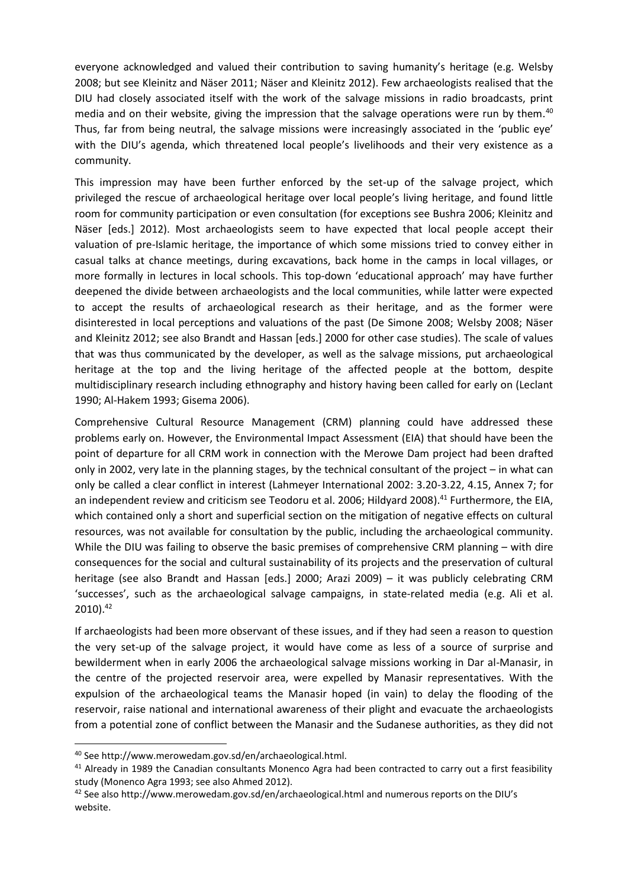everyone acknowledged and valued their contribution to saving humanity's heritage (e.g. Welsby 2008; but see Kleinitz and Näser 2011; Näser and Kleinitz 2012). Few archaeologists realised that the DIU had closely associated itself with the work of the salvage missions in radio broadcasts, print media and on their website, giving the impression that the salvage operations were run by them.[40] Thus, far from being neutral, the salvage missions were increasingly associated in the 'public eye' with the DIU's agenda, which threatened local people's livelihoods and their very existence as a community.

This impression may have been further enforced by the set-up of the salvage project, which privileged the rescue of archaeological heritage over local people's living heritage, and found little room for community participation or even consultation (for exceptions see Bushra 2006; Kleinitz and Näser [eds.] 2012). Most archaeologists seem to have expected that local people accept their valuation of pre-Islamic heritage, the importance of which some missions tried to convey either in casual talks at chance meetings, during excavations, back home in the camps in local villages, or more formally in lectures in local schools. This top-down 'educational approach' may have further deepened the divide between archaeologists and the local communities, while latter were expected to accept the results of archaeological research as their heritage, and as the former were disinterested in local perceptions and valuations of the past (De Simone 2008; Welsby 2008; Näser and Kleinitz 2012; see also Brandt and Hassan [eds.] 2000 for other case studies). The scale of values that was thus communicated by the developer, as well as the salvage missions, put archaeological heritage at the top and the living heritage of the affected people at the bottom, despite multidisciplinary research including ethnography and history having been called for early on (Leclant 1990; Al-Hakem 1993; Gisema 2006).

Comprehensive Cultural Resource Management (CRM) planning could have addressed these problems early on. However, the Environmental Impact Assessment (EIA) that should have been the point of departure for all CRM work in connection with the Merowe Dam project had been drafted only in 2002, very late in the planning stages, by the technical consultant of the project – in what can only be called a clear conflict in interest (Lahmeyer International 2002: 3.20-3.22, 4.15, Annex 7; for an independent review and criticism see Teodoru et al. 2006; Hildyard 2008).[41] Furthermore, the EIA, which contained only a short and superficial section on the mitigation of negative effects on cultural resources, was not available for consultation by the public, including the archaeological community. While the DIU was failing to observe the basic premises of comprehensive CRM planning – with dire consequences for the social and cultural sustainability of its projects and the preservation of cultural heritage (see also Brandt and Hassan [eds.] 2000; Arazi 2009) – it was publicly celebrating CRM 'successes', such as the archaeological salvage campaigns, in state-related media (e.g. Ali et al. 2010).[42]

If archaeologists had been more observant of these issues, and if they had seen a reason to question the very set-up of the salvage project, it would have come as less of a source of surprise and bewilderment when in early 2006 the archaeological salvage missions working in Dar al-Manasir, in the centre of the projected reservoir area, were expelled by Manasir representatives. With the expulsion of the archaeological teams the Manasir hoped (in vain) to delay the flooding of the reservoir, raise national and international awareness of their plight and evacuate the archaeologists from a potential zone of conflict between the Manasir and the Sudanese authorities, as they did not

---

[40] See http://www.merowedam.gov.sd/en/archaeological.html.

[41] Already in 1989 the Canadian consultants Monenco Agra had been contracted to carry out a first feasibility study (Monenco Agra 1993; see also Ahmed 2012).

[42] See also http://www.merowedam.gov.sd/en/archaeological.html and numerous reports on the DIU's website.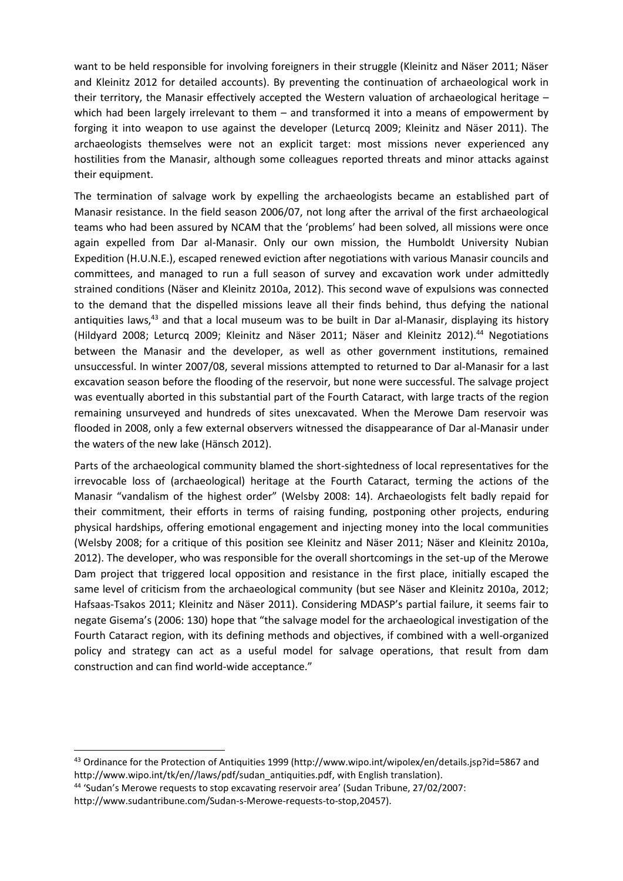want to be held responsible for involving foreigners in their struggle (Kleinitz and Näser 2011; Näser and Kleinitz 2012 for detailed accounts). By preventing the continuation of archaeological work in their territory, the Manasir effectively accepted the Western valuation of archaeological heritage – which had been largely irrelevant to them – and transformed it into a means of empowerment by forging it into weapon to use against the developer (Leturcq 2009; Kleinitz and Näser 2011). The archaeologists themselves were not an explicit target: most missions never experienced any hostilities from the Manasir, although some colleagues reported threats and minor attacks against their equipment.

The termination of salvage work by expelling the archaeologists became an established part of Manasir resistance. In the field season 2006/07, not long after the arrival of the first archaeological teams who had been assured by NCAM that the 'problems' had been solved, all missions were once again expelled from Dar al-Manasir. Only our own mission, the Humboldt University Nubian Expedition (H.U.N.E.), escaped renewed eviction after negotiations with various Manasir councils and committees, and managed to run a full season of survey and excavation work under admittedly strained conditions (Näser and Kleinitz 2010a, 2012). This second wave of expulsions was connected to the demand that the dispelled missions leave all their finds behind, thus defying the national antiquities laws,[43] and that a local museum was to be built in Dar al-Manasir, displaying its history (Hildyard 2008; Leturcq 2009; Kleinitz and Näser 2011; Näser and Kleinitz 2012).[44] Negotiations between the Manasir and the developer, as well as other government institutions, remained unsuccessful. In winter 2007/08, several missions attempted to returned to Dar al-Manasir for a last excavation season before the flooding of the reservoir, but none were successful. The salvage project was eventually aborted in this substantial part of the Fourth Cataract, with large tracts of the region remaining unsurveyed and hundreds of sites unexcavated. When the Merowe Dam reservoir was flooded in 2008, only a few external observers witnessed the disappearance of Dar al-Manasir under the waters of the new lake (Hänsch 2012).

Parts of the archaeological community blamed the short-sightedness of local representatives for the irrevocable loss of (archaeological) heritage at the Fourth Cataract, terming the actions of the Manasir "vandalism of the highest order" (Welsby 2008: 14). Archaeologists felt badly repaid for their commitment, their efforts in terms of raising funding, postponing other projects, enduring physical hardships, offering emotional engagement and injecting money into the local communities (Welsby 2008; for a critique of this position see Kleinitz and Näser 2011; Näser and Kleinitz 2010a, 2012). The developer, who was responsible for the overall shortcomings in the set-up of the Merowe Dam project that triggered local opposition and resistance in the first place, initially escaped the same level of criticism from the archaeological community (but see Näser and Kleinitz 2010a, 2012; Hafsaas-Tsakos 2011; Kleinitz and Näser 2011). Considering MDASP's partial failure, it seems fair to negate Gisema's (2006: 130) hope that "the salvage model for the archaeological investigation of the Fourth Cataract region, with its defining methods and objectives, if combined with a well-organized policy and strategy can act as a useful model for salvage operations, that result from dam construction and can find world-wide acceptance."

---

[43] Ordinance for the Protection of Antiquities 1999 (http://www.wipo.int/wipolex/en/details.jsp?id=5867 and http://www.wipo.int/tk/en//laws/pdf/sudan_antiquities.pdf, with English translation).

[44] 'Sudan's Merowe requests to stop excavating reservoir area' (Sudan Tribune, 27/02/2007: http://www.sudantribune.com/Sudan-s-Merowe-requests-to-stop,20457).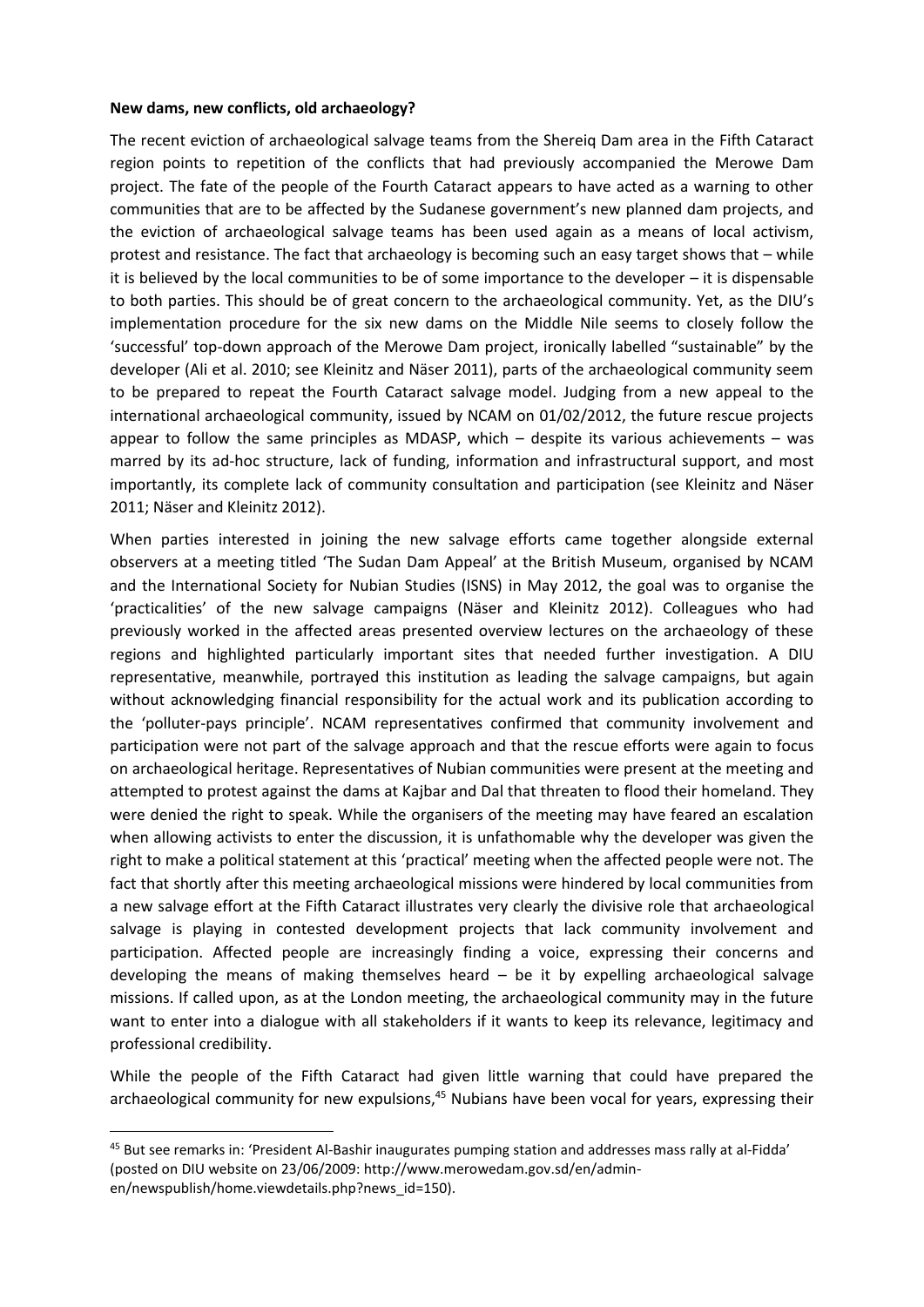**New dams, new conflicts, old archaeology?**

The recent eviction of archaeological salvage teams from the Shereiq Dam area in the Fifth Cataract region points to repetition of the conflicts that had previously accompanied the Merowe Dam project. The fate of the people of the Fourth Cataract appears to have acted as a warning to other communities that are to be affected by the Sudanese government's new planned dam projects, and the eviction of archaeological salvage teams has been used again as a means of local activism, protest and resistance. The fact that archaeology is becoming such an easy target shows that – while it is believed by the local communities to be of some importance to the developer – it is dispensable to both parties. This should be of great concern to the archaeological community. Yet, as the DIU's implementation procedure for the six new dams on the Middle Nile seems to closely follow the 'successful' top-down approach of the Merowe Dam project, ironically labelled "sustainable" by the developer (Ali et al. 2010; see Kleinitz and Näser 2011), parts of the archaeological community seem to be prepared to repeat the Fourth Cataract salvage model. Judging from a new appeal to the international archaeological community, issued by NCAM on 01/02/2012, the future rescue projects appear to follow the same principles as MDASP, which – despite its various achievements – was marred by its ad-hoc structure, lack of funding, information and infrastructural support, and most importantly, its complete lack of community consultation and participation (see Kleinitz and Näser 2011; Näser and Kleinitz 2012).

When parties interested in joining the new salvage efforts came together alongside external observers at a meeting titled 'The Sudan Dam Appeal' at the British Museum, organised by NCAM and the International Society for Nubian Studies (ISNS) in May 2012, the goal was to organise the 'practicalities' of the new salvage campaigns (Näser and Kleinitz 2012). Colleagues who had previously worked in the affected areas presented overview lectures on the archaeology of these regions and highlighted particularly important sites that needed further investigation. A DIU representative, meanwhile, portrayed this institution as leading the salvage campaigns, but again without acknowledging financial responsibility for the actual work and its publication according to the 'polluter-pays principle'. NCAM representatives confirmed that community involvement and participation were not part of the salvage approach and that the rescue efforts were again to focus on archaeological heritage. Representatives of Nubian communities were present at the meeting and attempted to protest against the dams at Kajbar and Dal that threaten to flood their homeland. They were denied the right to speak. While the organisers of the meeting may have feared an escalation when allowing activists to enter the discussion, it is unfathomable why the developer was given the right to make a political statement at this 'practical' meeting when the affected people were not. The fact that shortly after this meeting archaeological missions were hindered by local communities from a new salvage effort at the Fifth Cataract illustrates very clearly the divisive role that archaeological salvage is playing in contested development projects that lack community involvement and participation. Affected people are increasingly finding a voice, expressing their concerns and developing the means of making themselves heard – be it by expelling archaeological salvage missions. If called upon, as at the London meeting, the archaeological community may in the future want to enter into a dialogue with all stakeholders if it wants to keep its relevance, legitimacy and professional credibility.

While the people of the Fifth Cataract had given little warning that could have prepared the archaeological community for new expulsions,[45] Nubians have been vocal for years, expressing their

[45] But see remarks in: 'President Al-Bashir inaugurates pumping station and addresses mass rally at al-Fidda' (posted on DIU website on 23/06/2009: http://www.merowedam.gov.sd/en/admin-en/newspublish/home.viewdetails.php?news_id=150).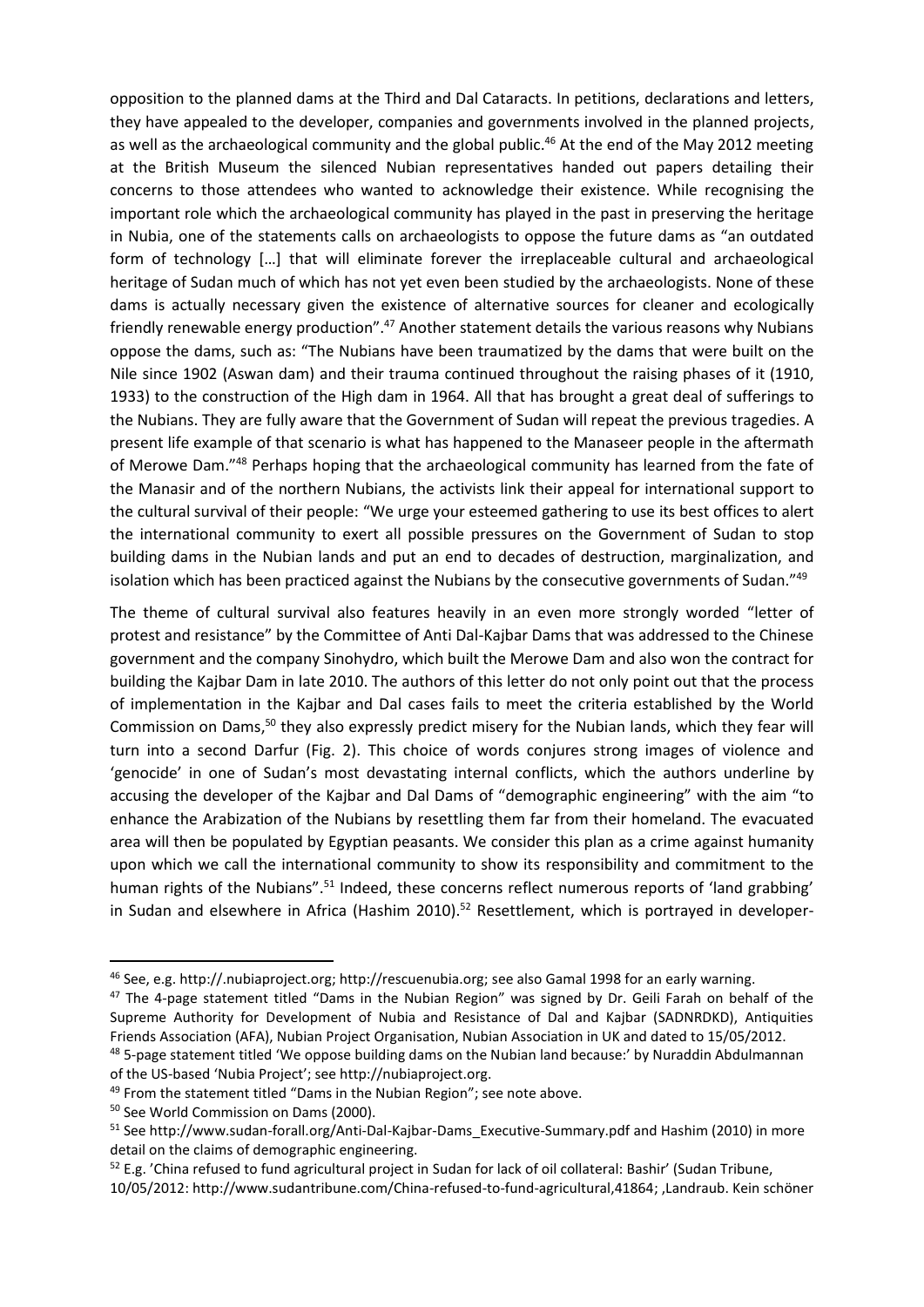opposition to the planned dams at the Third and Dal Cataracts. In petitions, declarations and letters, they have appealed to the developer, companies and governments involved in the planned projects, as well as the archaeological community and the global public.[46] At the end of the May 2012 meeting at the British Museum the silenced Nubian representatives handed out papers detailing their concerns to those attendees who wanted to acknowledge their existence. While recognising the important role which the archaeological community has played in the past in preserving the heritage in Nubia, one of the statements calls on archaeologists to oppose the future dams as "an outdated form of technology […] that will eliminate forever the irreplaceable cultural and archaeological heritage of Sudan much of which has not yet even been studied by the archaeologists. None of these dams is actually necessary given the existence of alternative sources for cleaner and ecologically friendly renewable energy production".[47] Another statement details the various reasons why Nubians oppose the dams, such as: "The Nubians have been traumatized by the dams that were built on the Nile since 1902 (Aswan dam) and their trauma continued throughout the raising phases of it (1910, 1933) to the construction of the High dam in 1964. All that has brought a great deal of sufferings to the Nubians. They are fully aware that the Government of Sudan will repeat the previous tragedies. A present life example of that scenario is what has happened to the Manaseer people in the aftermath of Merowe Dam."[48] Perhaps hoping that the archaeological community has learned from the fate of the Manasir and of the northern Nubians, the activists link their appeal for international support to the cultural survival of their people: "We urge your esteemed gathering to use its best offices to alert the international community to exert all possible pressures on the Government of Sudan to stop building dams in the Nubian lands and put an end to decades of destruction, marginalization, and isolation which has been practiced against the Nubians by the consecutive governments of Sudan."[49]

The theme of cultural survival also features heavily in an even more strongly worded "letter of protest and resistance" by the Committee of Anti Dal-Kajbar Dams that was addressed to the Chinese government and the company Sinohydro, which built the Merowe Dam and also won the contract for building the Kajbar Dam in late 2010. The authors of this letter do not only point out that the process of implementation in the Kajbar and Dal cases fails to meet the criteria established by the World Commission on Dams,[50] they also expressly predict misery for the Nubian lands, which they fear will turn into a second Darfur (Fig. 2). This choice of words conjures strong images of violence and 'genocide' in one of Sudan's most devastating internal conflicts, which the authors underline by accusing the developer of the Kajbar and Dal Dams of "demographic engineering" with the aim "to enhance the Arabization of the Nubians by resettling them far from their homeland. The evacuated area will then be populated by Egyptian peasants. We consider this plan as a crime against humanity upon which we call the international community to show its responsibility and commitment to the human rights of the Nubians".[51] Indeed, these concerns reflect numerous reports of 'land grabbing' in Sudan and elsewhere in Africa (Hashim 2010).[52] Resettlement, which is portrayed in developer-

---

[46] See, e.g. http://.nubiaproject.org; http://rescuenubia.org; see also Gamal 1998 for an early warning.

[47] The 4-page statement titled "Dams in the Nubian Region" was signed by Dr. Geili Farah on behalf of the Supreme Authority for Development of Nubia and Resistance of Dal and Kajbar (SADNRDKD), Antiquities Friends Association (AFA), Nubian Project Organisation, Nubian Association in UK and dated to 15/05/2012.

[48] 5-page statement titled 'We oppose building dams on the Nubian land because:' by Nuraddin Abdulmannan of the US-based 'Nubia Project'; see http://nubiaproject.org.

[49] From the statement titled "Dams in the Nubian Region"; see note above.

[50] See World Commission on Dams (2000).

[51] See http://www.sudan-forall.org/Anti-Dal-Kajbar-Dams_Executive-Summary.pdf and Hashim (2010) in more detail on the claims of demographic engineering.

[52] E.g. 'China refused to fund agricultural project in Sudan for lack of oil collateral: Bashir' (Sudan Tribune, 10/05/2012: http://www.sudantribune.com/China-refused-to-fund-agricultural,41864; ,Landraub. Kein schöner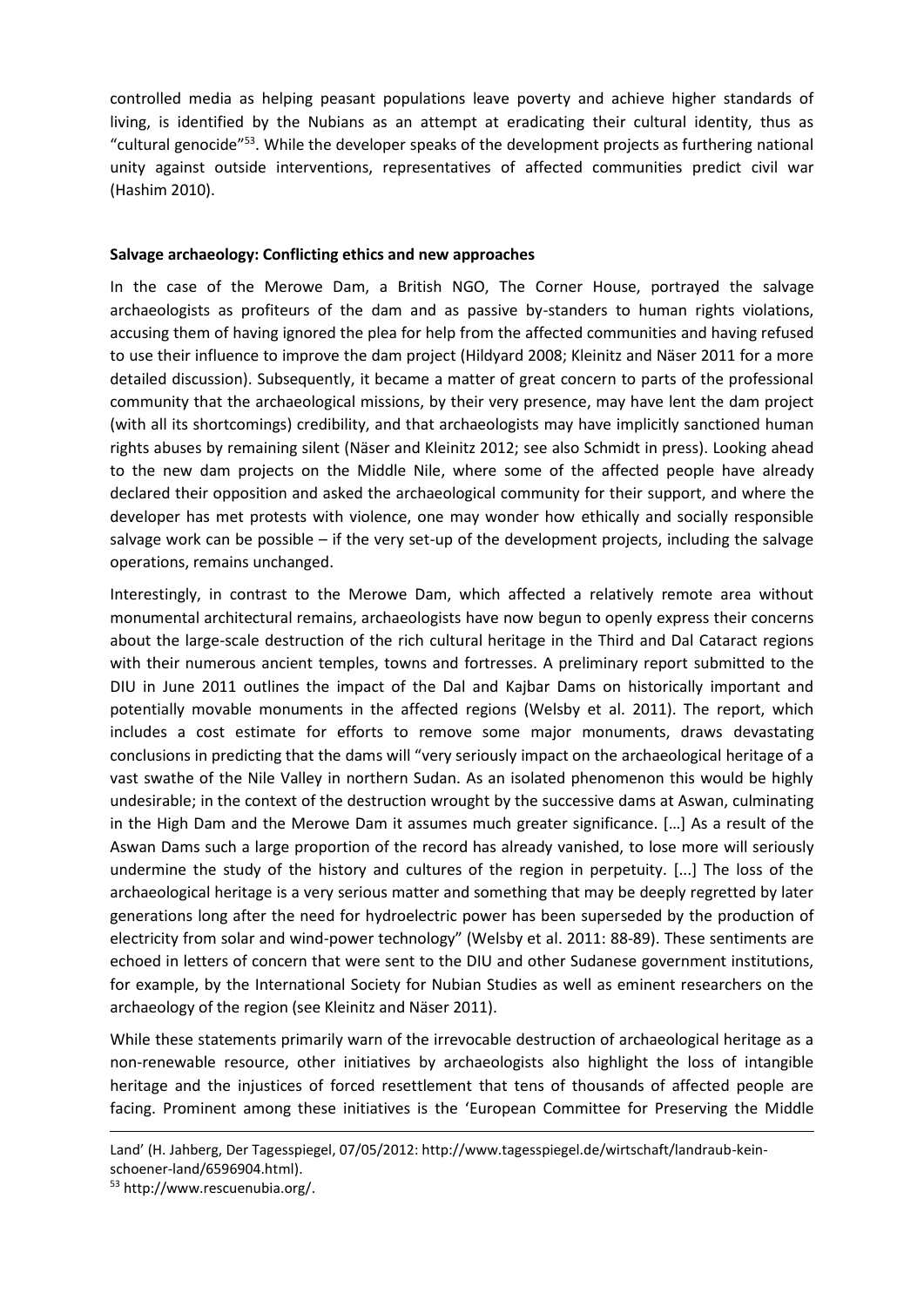controlled media as helping peasant populations leave poverty and achieve higher standards of living, is identified by the Nubians as an attempt at eradicating their cultural identity, thus as "cultural genocide"[53]. While the developer speaks of the development projects as furthering national unity against outside interventions, representatives of affected communities predict civil war (Hashim 2010).

**Salvage archaeology: Conflicting ethics and new approaches**

In the case of the Merowe Dam, a British NGO, The Corner House, portrayed the salvage archaeologists as profiteurs of the dam and as passive by-standers to human rights violations, accusing them of having ignored the plea for help from the affected communities and having refused to use their influence to improve the dam project (Hildyard 2008; Kleinitz and Näser 2011 for a more detailed discussion). Subsequently, it became a matter of great concern to parts of the professional community that the archaeological missions, by their very presence, may have lent the dam project (with all its shortcomings) credibility, and that archaeologists may have implicitly sanctioned human rights abuses by remaining silent (Näser and Kleinitz 2012; see also Schmidt in press). Looking ahead to the new dam projects on the Middle Nile, where some of the affected people have already declared their opposition and asked the archaeological community for their support, and where the developer has met protests with violence, one may wonder how ethically and socially responsible salvage work can be possible – if the very set-up of the development projects, including the salvage operations, remains unchanged.

Interestingly, in contrast to the Merowe Dam, which affected a relatively remote area without monumental architectural remains, archaeologists have now begun to openly express their concerns about the large-scale destruction of the rich cultural heritage in the Third and Dal Cataract regions with their numerous ancient temples, towns and fortresses. A preliminary report submitted to the DIU in June 2011 outlines the impact of the Dal and Kajbar Dams on historically important and potentially movable monuments in the affected regions (Welsby et al. 2011). The report, which includes a cost estimate for efforts to remove some major monuments, draws devastating conclusions in predicting that the dams will "very seriously impact on the archaeological heritage of a vast swathe of the Nile Valley in northern Sudan. As an isolated phenomenon this would be highly undesirable; in the context of the destruction wrought by the successive dams at Aswan, culminating in the High Dam and the Merowe Dam it assumes much greater significance. […] As a result of the Aswan Dams such a large proportion of the record has already vanished, to lose more will seriously undermine the study of the history and cultures of the region in perpetuity. [...] The loss of the archaeological heritage is a very serious matter and something that may be deeply regretted by later generations long after the need for hydroelectric power has been superseded by the production of electricity from solar and wind-power technology" (Welsby et al. 2011: 88-89). These sentiments are echoed in letters of concern that were sent to the DIU and other Sudanese government institutions, for example, by the International Society for Nubian Studies as well as eminent researchers on the archaeology of the region (see Kleinitz and Näser 2011).

While these statements primarily warn of the irrevocable destruction of archaeological heritage as a non-renewable resource, other initiatives by archaeologists also highlight the loss of intangible heritage and the injustices of forced resettlement that tens of thousands of affected people are facing. Prominent among these initiatives is the 'European Committee for Preserving the Middle

Land' (H. Jahberg, Der Tagesspiegel, 07/05/2012: http://www.tagesspiegel.de/wirtschaft/landraub-kein-schoener-land/6596904.html).

[53] http://www.rescuenubia.org/.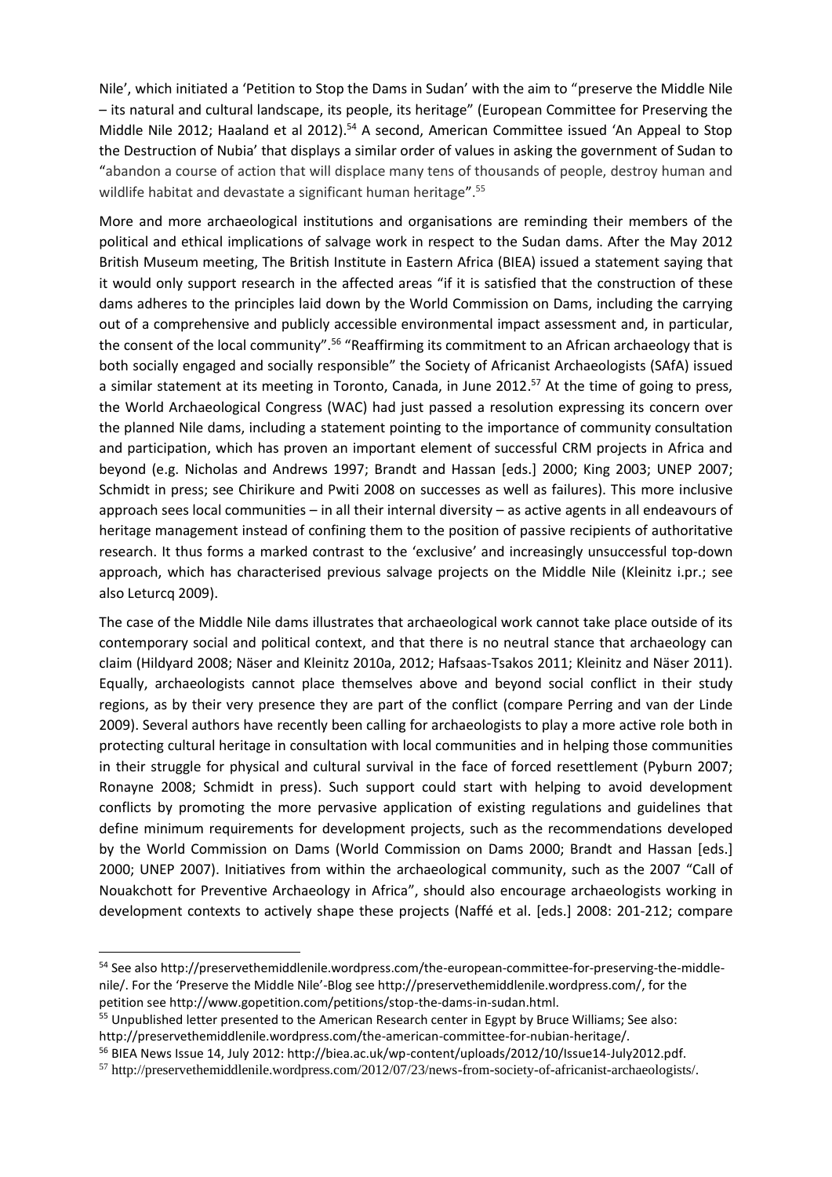Nile', which initiated a 'Petition to Stop the Dams in Sudan' with the aim to "preserve the Middle Nile – its natural and cultural landscape, its people, its heritage" (European Committee for Preserving the Middle Nile 2012; Haaland et al 2012).[54] A second, American Committee issued 'An Appeal to Stop the Destruction of Nubia' that displays a similar order of values in asking the government of Sudan to "abandon a course of action that will displace many tens of thousands of people, destroy human and wildlife habitat and devastate a significant human heritage".[55]

More and more archaeological institutions and organisations are reminding their members of the political and ethical implications of salvage work in respect to the Sudan dams. After the May 2012 British Museum meeting, The British Institute in Eastern Africa (BIEA) issued a statement saying that it would only support research in the affected areas "if it is satisfied that the construction of these dams adheres to the principles laid down by the World Commission on Dams, including the carrying out of a comprehensive and publicly accessible environmental impact assessment and, in particular, the consent of the local community".[56] "Reaffirming its commitment to an African archaeology that is both socially engaged and socially responsible" the Society of Africanist Archaeologists (SAfA) issued a similar statement at its meeting in Toronto, Canada, in June 2012.[57] At the time of going to press, the World Archaeological Congress (WAC) had just passed a resolution expressing its concern over the planned Nile dams, including a statement pointing to the importance of community consultation and participation, which has proven an important element of successful CRM projects in Africa and beyond (e.g. Nicholas and Andrews 1997; Brandt and Hassan [eds.] 2000; King 2003; UNEP 2007; Schmidt in press; see Chirikure and Pwiti 2008 on successes as well as failures). This more inclusive approach sees local communities – in all their internal diversity – as active agents in all endeavours of heritage management instead of confining them to the position of passive recipients of authoritative research. It thus forms a marked contrast to the 'exclusive' and increasingly unsuccessful top-down approach, which has characterised previous salvage projects on the Middle Nile (Kleinitz i.pr.; see also Leturcq 2009).

The case of the Middle Nile dams illustrates that archaeological work cannot take place outside of its contemporary social and political context, and that there is no neutral stance that archaeology can claim (Hildyard 2008; Näser and Kleinitz 2010a, 2012; Hafsaas-Tsakos 2011; Kleinitz and Näser 2011). Equally, archaeologists cannot place themselves above and beyond social conflict in their study regions, as by their very presence they are part of the conflict (compare Perring and van der Linde 2009). Several authors have recently been calling for archaeologists to play a more active role both in protecting cultural heritage in consultation with local communities and in helping those communities in their struggle for physical and cultural survival in the face of forced resettlement (Pyburn 2007; Ronayne 2008; Schmidt in press). Such support could start with helping to avoid development conflicts by promoting the more pervasive application of existing regulations and guidelines that define minimum requirements for development projects, such as the recommendations developed by the World Commission on Dams (World Commission on Dams 2000; Brandt and Hassan [eds.] 2000; UNEP 2007). Initiatives from within the archaeological community, such as the 2007 "Call of Nouakchott for Preventive Archaeology in Africa", should also encourage archaeologists working in development contexts to actively shape these projects (Naffé et al. [eds.] 2008: 201-212; compare

---

[54] See also http://preservethemiddlenile.wordpress.com/the-european-committee-for-preserving-the-middle-nile/. For the 'Preserve the Middle Nile'-Blog see http://preservethemiddlenile.wordpress.com/, for the petition see http://www.gopetition.com/petitions/stop-the-dams-in-sudan.html.

[55] Unpublished letter presented to the American Research center in Egypt by Bruce Williams; See also: http://preservethemiddlenile.wordpress.com/the-american-committee-for-nubian-heritage/.

[56] BIEA News Issue 14, July 2012: http://biea.ac.uk/wp-content/uploads/2012/10/Issue14-July2012.pdf.

[57] http://preservethemiddlenile.wordpress.com/2012/07/23/news-from-society-of-africanist-archaeologists/.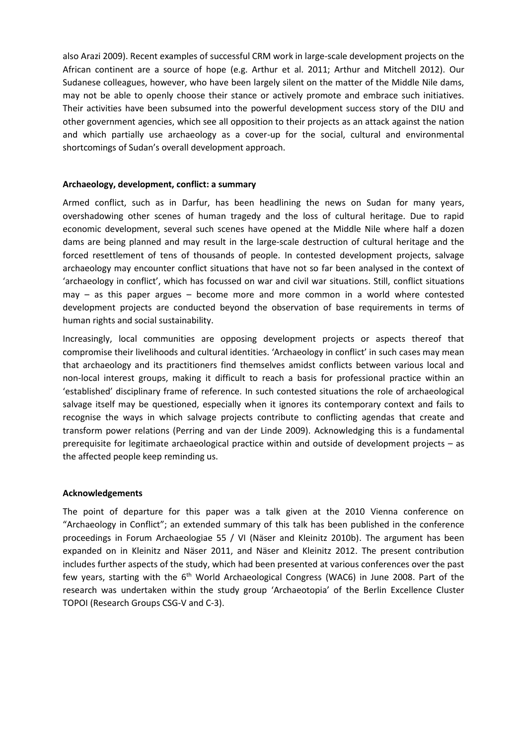also Arazi 2009). Recent examples of successful CRM work in large-scale development projects on the African continent are a source of hope (e.g. Arthur et al. 2011; Arthur and Mitchell 2012). Our Sudanese colleagues, however, who have been largely silent on the matter of the Middle Nile dams, may not be able to openly choose their stance or actively promote and embrace such initiatives. Their activities have been subsumed into the powerful development success story of the DIU and other government agencies, which see all opposition to their projects as an attack against the nation and which partially use archaeology as a cover-up for the social, cultural and environmental shortcomings of Sudan's overall development approach.

**Archaeology, development, conflict: a summary**

Armed conflict, such as in Darfur, has been headlining the news on Sudan for many years, overshadowing other scenes of human tragedy and the loss of cultural heritage. Due to rapid economic development, several such scenes have opened at the Middle Nile where half a dozen dams are being planned and may result in the large-scale destruction of cultural heritage and the forced resettlement of tens of thousands of people. In contested development projects, salvage archaeology may encounter conflict situations that have not so far been analysed in the context of 'archaeology in conflict', which has focussed on war and civil war situations. Still, conflict situations may – as this paper argues – become more and more common in a world where contested development projects are conducted beyond the observation of base requirements in terms of human rights and social sustainability.

Increasingly, local communities are opposing development projects or aspects thereof that compromise their livelihoods and cultural identities. 'Archaeology in conflict' in such cases may mean that archaeology and its practitioners find themselves amidst conflicts between various local and non-local interest groups, making it difficult to reach a basis for professional practice within an 'established' disciplinary frame of reference. In such contested situations the role of archaeological salvage itself may be questioned, especially when it ignores its contemporary context and fails to recognise the ways in which salvage projects contribute to conflicting agendas that create and transform power relations (Perring and van der Linde 2009). Acknowledging this is a fundamental prerequisite for legitimate archaeological practice within and outside of development projects – as the affected people keep reminding us.

**Acknowledgements**

The point of departure for this paper was a talk given at the 2010 Vienna conference on "Archaeology in Conflict"; an extended summary of this talk has been published in the conference proceedings in Forum Archaeologiae 55 / VI (Näser and Kleinitz 2010b). The argument has been expanded on in Kleinitz and Näser 2011, and Näser and Kleinitz 2012. The present contribution includes further aspects of the study, which had been presented at various conferences over the past few years, starting with the 6th World Archaeological Congress (WAC6) in June 2008. Part of the research was undertaken within the study group 'Archaeotopia' of the Berlin Excellence Cluster TOPOI (Research Groups CSG-V and C-3).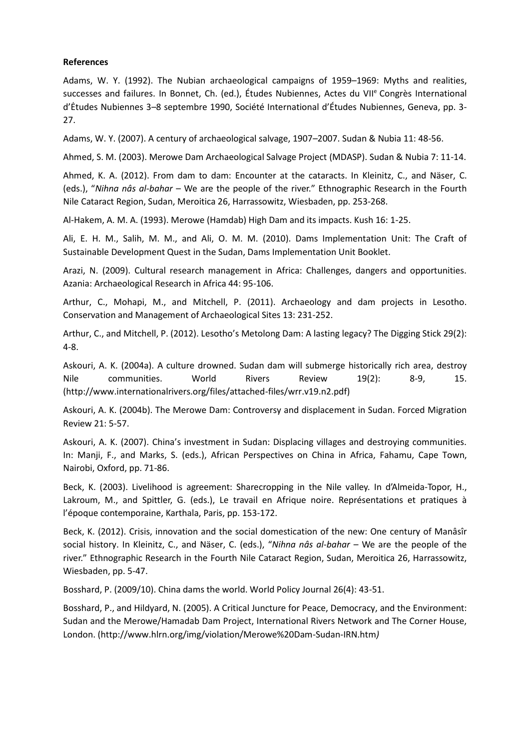**References**

Adams, W. Y. (1992). The Nubian archaeological campaigns of 1959–1969: Myths and realities, successes and failures. In Bonnet, Ch. (ed.), Études Nubiennes, Actes du VII[e] Congrès International d'Études Nubiennes 3–8 septembre 1990, Société International d'Études Nubiennes, Geneva, pp. 3-27.

Adams, W. Y. (2007). A century of archaeological salvage, 1907–2007. Sudan & Nubia 11: 48-56.

Ahmed, S. M. (2003). Merowe Dam Archaeological Salvage Project (MDASP). Sudan & Nubia 7: 11-14.

Ahmed, K. A. (2012). From dam to dam: Encounter at the cataracts. In Kleinitz, C., and Näser, C. (eds.), "*Nihna nâs al-bahar* – We are the people of the river." Ethnographic Research in the Fourth Nile Cataract Region, Sudan, Meroitica 26, Harrassowitz, Wiesbaden, pp. 253-268.

Al-Hakem, A. M. A. (1993). Merowe (Hamdab) High Dam and its impacts. Kush 16: 1-25.

Ali, E. H. M., Salih, M. M., and Ali, O. M. M. (2010). Dams Implementation Unit: The Craft of Sustainable Development Quest in the Sudan, Dams Implementation Unit Booklet.

Arazi, N. (2009). Cultural research management in Africa: Challenges, dangers and opportunities. Azania: Archaeological Research in Africa 44: 95-106.

Arthur, C., Mohapi, M., and Mitchell, P. (2011). Archaeology and dam projects in Lesotho. Conservation and Management of Archaeological Sites 13: 231-252.

Arthur, C., and Mitchell, P. (2012). Lesotho's Metolong Dam: A lasting legacy? The Digging Stick 29(2): 4-8.

Askouri, A. K. (2004a). A culture drowned. Sudan dam will submerge historically rich area, destroy Nile communities. World Rivers Review 19(2): 8-9, 15. (http://www.internationalrivers.org/files/attached-files/wrr.v19.n2.pdf)

Askouri, A. K. (2004b). The Merowe Dam: Controversy and displacement in Sudan. Forced Migration Review 21: 5-57.

Askouri, A. K. (2007). China's investment in Sudan: Displacing villages and destroying communities. In: Manji, F., and Marks, S. (eds.), African Perspectives on China in Africa, Fahamu, Cape Town, Nairobi, Oxford, pp. 71-86.

Beck, K. (2003). Livelihood is agreement: Sharecropping in the Nile valley. In d'Almeida-Topor, H., Lakroum, M., and Spittler, G. (eds.), Le travail en Afrique noire. Représentations et pratiques à l'époque contemporaine, Karthala, Paris, pp. 153-172.

Beck, K. (2012). Crisis, innovation and the social domestication of the new: One century of Manâsîr social history. In Kleinitz, C., and Näser, C. (eds.), "*Nihna nâs al-bahar* – We are the people of the river." Ethnographic Research in the Fourth Nile Cataract Region, Sudan, Meroitica 26, Harrassowitz, Wiesbaden, pp. 5-47.

Bosshard, P. (2009/10). China dams the world. World Policy Journal 26(4): 43-51.

Bosshard, P., and Hildyard, N. (2005). A Critical Juncture for Peace, Democracy, and the Environment: Sudan and the Merowe/Hamadab Dam Project, International Rivers Network and The Corner House, London. (http://www.hlrn.org/img/violation/Merowe%20Dam-Sudan-IRN.htm)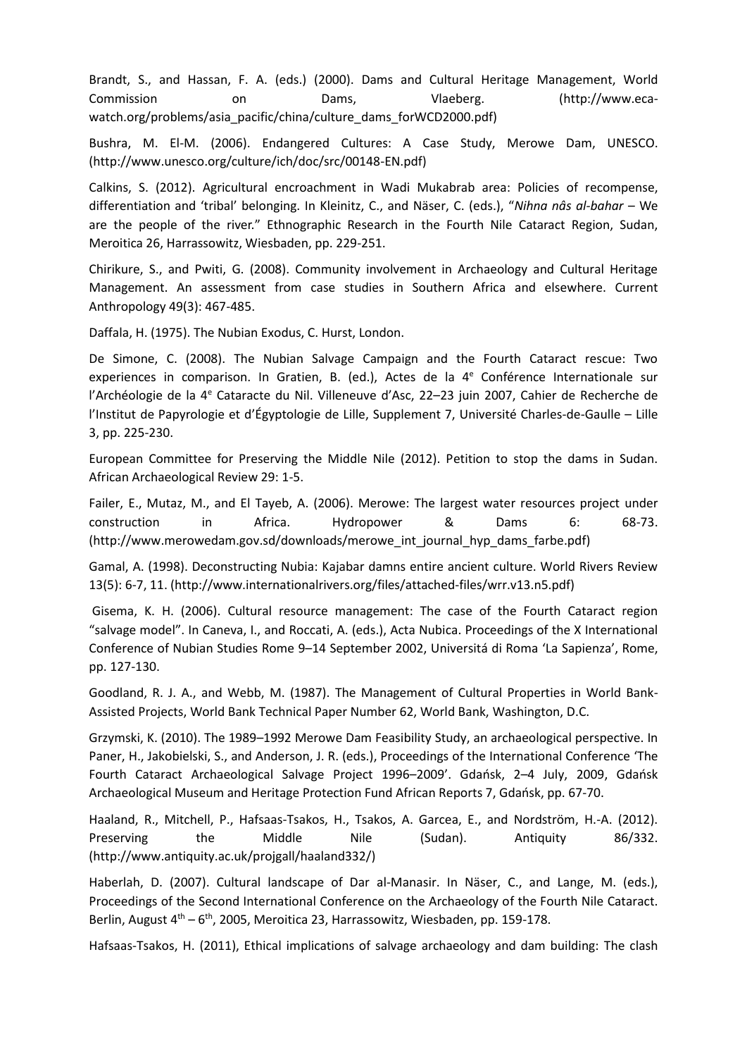Brandt, S., and Hassan, F. A. (eds.) (2000). Dams and Cultural Heritage Management, World Commission on Dams, Vlaeberg. (http://www.eca-watch.org/problems/asia_pacific/china/culture_dams_forWCD2000.pdf)

Bushra, M. El-M. (2006). Endangered Cultures: A Case Study, Merowe Dam, UNESCO. (http://www.unesco.org/culture/ich/doc/src/00148-EN.pdf)

Calkins, S. (2012). Agricultural encroachment in Wadi Mukabrab area: Policies of recompense, differentiation and 'tribal' belonging. In Kleinitz, C., and Näser, C. (eds.), "*Nihna nâs al-bahar* – We are the people of the river." Ethnographic Research in the Fourth Nile Cataract Region, Sudan, Meroitica 26, Harrassowitz, Wiesbaden, pp. 229-251.

Chirikure, S., and Pwiti, G. (2008). Community involvement in Archaeology and Cultural Heritage Management. An assessment from case studies in Southern Africa and elsewhere. Current Anthropology 49(3): 467-485.

Daffala, H. (1975). The Nubian Exodus, C. Hurst, London.

De Simone, C. (2008). The Nubian Salvage Campaign and the Fourth Cataract rescue: Two experiences in comparison. In Gratien, B. (ed.), Actes de la 4e Conférence Internationale sur l'Archéologie de la 4e Cataracte du Nil. Villeneuve d'Asc, 22–23 juin 2007, Cahier de Recherche de l'Institut de Papyrologie et d'Égyptologie de Lille, Supplement 7, Université Charles-de-Gaulle – Lille 3, pp. 225-230.

European Committee for Preserving the Middle Nile (2012). Petition to stop the dams in Sudan. African Archaeological Review 29: 1-5.

Failer, E., Mutaz, M., and El Tayeb, A. (2006). Merowe: The largest water resources project under construction in Africa. Hydropower & Dams 6: 68-73. (http://www.merowedam.gov.sd/downloads/merowe_int_journal_hyp_dams_farbe.pdf)

Gamal, A. (1998). Deconstructing Nubia: Kajabar damns entire ancient culture. World Rivers Review 13(5): 6-7, 11. (http://www.internationalrivers.org/files/attached-files/wrr.v13.n5.pdf)

Gisema, K. H. (2006). Cultural resource management: The case of the Fourth Cataract region "salvage model". In Caneva, I., and Roccati, A. (eds.), Acta Nubica. Proceedings of the X International Conference of Nubian Studies Rome 9–14 September 2002, Universitá di Roma 'La Sapienza', Rome, pp. 127-130.

Goodland, R. J. A., and Webb, M. (1987). The Management of Cultural Properties in World Bank-Assisted Projects, World Bank Technical Paper Number 62, World Bank, Washington, D.C.

Grzymski, K. (2010). The 1989–1992 Merowe Dam Feasibility Study, an archaeological perspective. In Paner, H., Jakobielski, S., and Anderson, J. R. (eds.), Proceedings of the International Conference 'The Fourth Cataract Archaeological Salvage Project 1996–2009'. Gdańsk, 2–4 July, 2009, Gdańsk Archaeological Museum and Heritage Protection Fund African Reports 7, Gdańsk, pp. 67-70.

Haaland, R., Mitchell, P., Hafsaas-Tsakos, H., Tsakos, A. Garcea, E., and Nordström, H.-A. (2012). Preserving the Middle Nile (Sudan). Antiquity 86/332. (http://www.antiquity.ac.uk/projgall/haaland332/)

Haberlah, D. (2007). Cultural landscape of Dar al-Manasir. In Näser, C., and Lange, M. (eds.), Proceedings of the Second International Conference on the Archaeology of the Fourth Nile Cataract. Berlin, August 4th – 6th, 2005, Meroitica 23, Harrassowitz, Wiesbaden, pp. 159-178.

Hafsaas-Tsakos, H. (2011), Ethical implications of salvage archaeology and dam building: The clash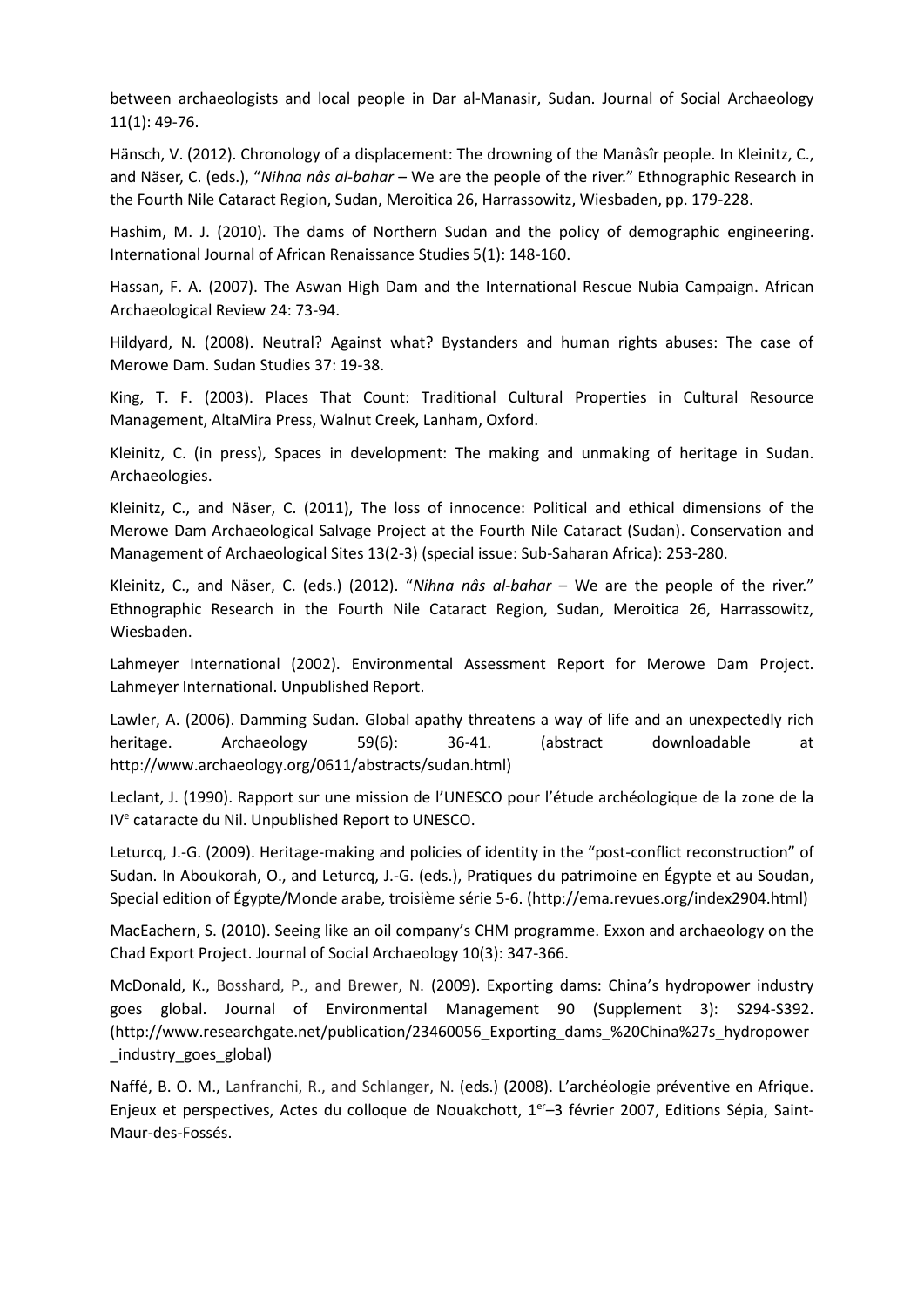between archaeologists and local people in Dar al-Manasir, Sudan. Journal of Social Archaeology 11(1): 49-76.

Hänsch, V. (2012). Chronology of a displacement: The drowning of the Manâsîr people. In Kleinitz, C., and Näser, C. (eds.), "*Nihna nâs al-bahar* – We are the people of the river." Ethnographic Research in the Fourth Nile Cataract Region, Sudan, Meroitica 26, Harrassowitz, Wiesbaden, pp. 179-228.

Hashim, M. J. (2010). The dams of Northern Sudan and the policy of demographic engineering. International Journal of African Renaissance Studies 5(1): 148-160.

Hassan, F. A. (2007). The Aswan High Dam and the International Rescue Nubia Campaign. African Archaeological Review 24: 73-94.

Hildyard, N. (2008). Neutral? Against what? Bystanders and human rights abuses: The case of Merowe Dam. Sudan Studies 37: 19-38.

King, T. F. (2003). Places That Count: Traditional Cultural Properties in Cultural Resource Management, AltaMira Press, Walnut Creek, Lanham, Oxford.

Kleinitz, C. (in press), Spaces in development: The making and unmaking of heritage in Sudan. Archaeologies.

Kleinitz, C., and Näser, C. (2011), The loss of innocence: Political and ethical dimensions of the Merowe Dam Archaeological Salvage Project at the Fourth Nile Cataract (Sudan). Conservation and Management of Archaeological Sites 13(2-3) (special issue: Sub-Saharan Africa): 253-280.

Kleinitz, C., and Näser, C. (eds.) (2012). "*Nihna nâs al-bahar* – We are the people of the river." Ethnographic Research in the Fourth Nile Cataract Region, Sudan, Meroitica 26, Harrassowitz, Wiesbaden.

Lahmeyer International (2002). Environmental Assessment Report for Merowe Dam Project. Lahmeyer International. Unpublished Report.

Lawler, A. (2006). Damming Sudan. Global apathy threatens a way of life and an unexpectedly rich heritage. Archaeology 59(6): 36-41. (abstract downloadable at http://www.archaeology.org/0611/abstracts/sudan.html)

Leclant, J. (1990). Rapport sur une mission de l'UNESCO pour l'étude archéologique de la zone de la IV[e] cataracte du Nil. Unpublished Report to UNESCO.

Leturcq, J.-G. (2009). Heritage-making and policies of identity in the "post-conflict reconstruction" of Sudan. In Aboukorah, O., and Leturcq, J.-G. (eds.), Pratiques du patrimoine en Égypte et au Soudan, Special edition of Égypte/Monde arabe, troisième série 5-6. (http://ema.revues.org/index2904.html)

MacEachern, S. (2010). Seeing like an oil company's CHM programme. Exxon and archaeology on the Chad Export Project. Journal of Social Archaeology 10(3): 347-366.

McDonald, K., Bosshard, P., and Brewer, N. (2009). Exporting dams: China's hydropower industry goes global. Journal of Environmental Management 90 (Supplement 3): S294-S392. (http://www.researchgate.net/publication/23460056_Exporting_dams_%20China%27s_hydropower_industry_goes_global)

Naffé, B. O. M., Lanfranchi, R., and Schlanger, N. (eds.) (2008). L'archéologie préventive en Afrique. Enjeux et perspectives, Actes du colloque de Nouakchott, 1[er]–3 février 2007, Editions Sépia, Saint-Maur-des-Fossés.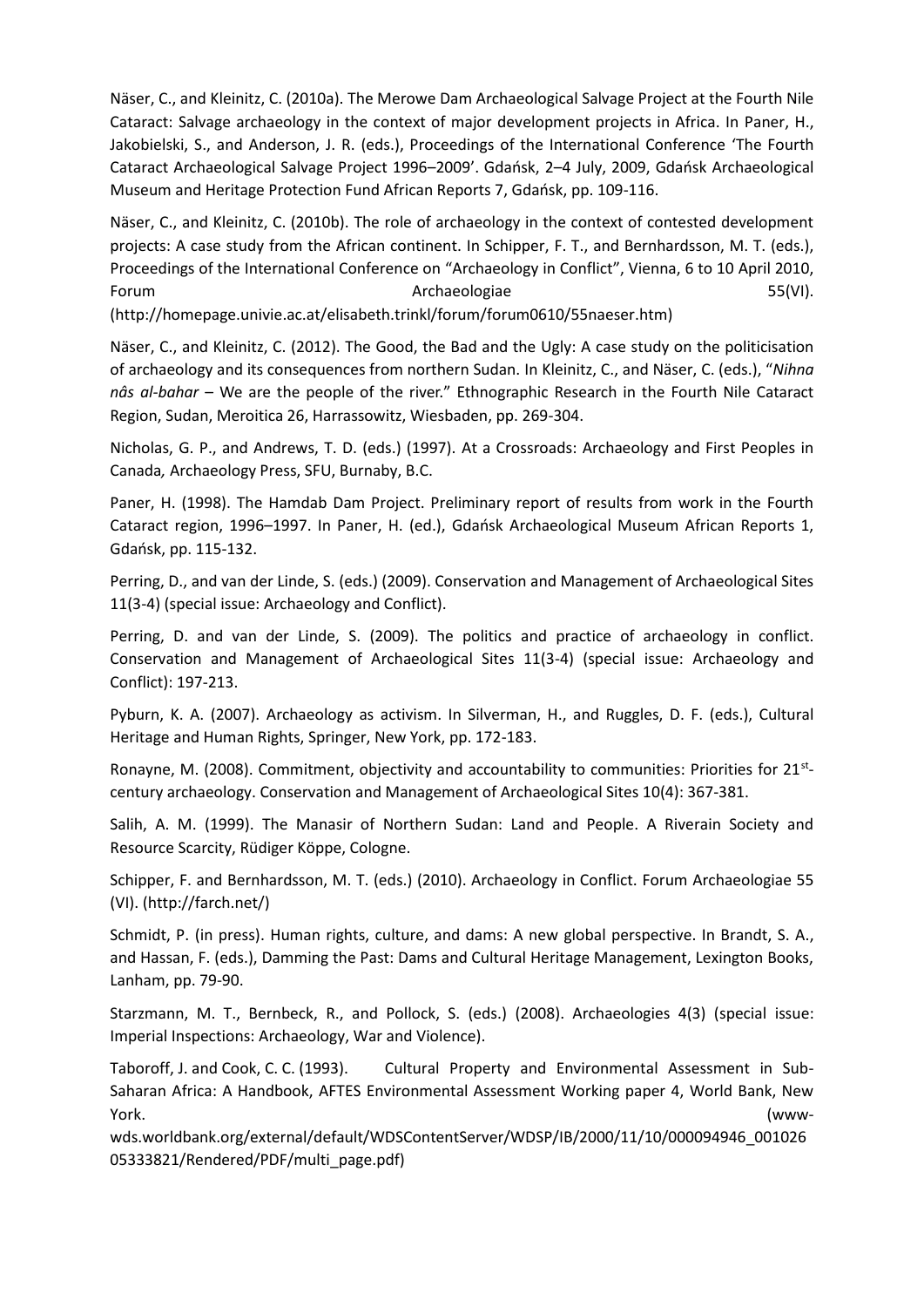Näser, C., and Kleinitz, C. (2010a). The Merowe Dam Archaeological Salvage Project at the Fourth Nile Cataract: Salvage archaeology in the context of major development projects in Africa. In Paner, H., Jakobielski, S., and Anderson, J. R. (eds.), Proceedings of the International Conference 'The Fourth Cataract Archaeological Salvage Project 1996–2009'. Gdańsk, 2–4 July, 2009, Gdańsk Archaeological Museum and Heritage Protection Fund African Reports 7, Gdańsk, pp. 109-116.

Näser, C., and Kleinitz, C. (2010b). The role of archaeology in the context of contested development projects: A case study from the African continent. In Schipper, F. T., and Bernhardsson, M. T. (eds.), Proceedings of the International Conference on "Archaeology in Conflict", Vienna, 6 to 10 April 2010, Forum Archaeologiae 55(VI). (http://homepage.univie.ac.at/elisabeth.trinkl/forum/forum0610/55naeser.htm)

Näser, C., and Kleinitz, C. (2012). The Good, the Bad and the Ugly: A case study on the politicisation of archaeology and its consequences from northern Sudan. In Kleinitz, C., and Näser, C. (eds.), "*Nihna nâs al-bahar* – We are the people of the river." Ethnographic Research in the Fourth Nile Cataract Region, Sudan, Meroitica 26, Harrassowitz, Wiesbaden, pp. 269-304.

Nicholas, G. P., and Andrews, T. D. (eds.) (1997). At a Crossroads: Archaeology and First Peoples in Canada*,* Archaeology Press, SFU, Burnaby, B.C.

Paner, H. (1998). The Hamdab Dam Project. Preliminary report of results from work in the Fourth Cataract region, 1996–1997. In Paner, H. (ed.), Gdańsk Archaeological Museum African Reports 1, Gdańsk, pp. 115-132.

Perring, D., and van der Linde, S. (eds.) (2009). Conservation and Management of Archaeological Sites 11(3-4) (special issue: Archaeology and Conflict).

Perring, D. and van der Linde, S. (2009). The politics and practice of archaeology in conflict. Conservation and Management of Archaeological Sites 11(3-4) (special issue: Archaeology and Conflict): 197-213.

Pyburn, K. A. (2007). Archaeology as activism. In Silverman, H., and Ruggles, D. F. (eds.), Cultural Heritage and Human Rights, Springer, New York, pp. 172-183.

Ronayne, M. (2008). Commitment, objectivity and accountability to communities: Priorities for 21st-century archaeology. Conservation and Management of Archaeological Sites 10(4): 367-381.

Salih, A. M. (1999). The Manasir of Northern Sudan: Land and People. A Riverain Society and Resource Scarcity, Rüdiger Köppe, Cologne.

Schipper, F. and Bernhardsson, M. T. (eds.) (2010). Archaeology in Conflict. Forum Archaeologiae 55 (VI). (http://farch.net/)

Schmidt, P. (in press). Human rights, culture, and dams: A new global perspective. In Brandt, S. A., and Hassan, F. (eds.), Damming the Past: Dams and Cultural Heritage Management, Lexington Books, Lanham, pp. 79-90.

Starzmann, M. T., Bernbeck, R., and Pollock, S. (eds.) (2008). Archaeologies 4(3) (special issue: Imperial Inspections: Archaeology, War and Violence).

Taboroff, J. and Cook, C. C. (1993). Cultural Property and Environmental Assessment in Sub-Saharan Africa: A Handbook, AFTES Environmental Assessment Working paper 4, World Bank, New York. (www-wds.worldbank.org/external/default/WDSContentServer/WDSP/IB/2000/11/10/000094946_00102605333821/Rendered/PDF/multi_page.pdf)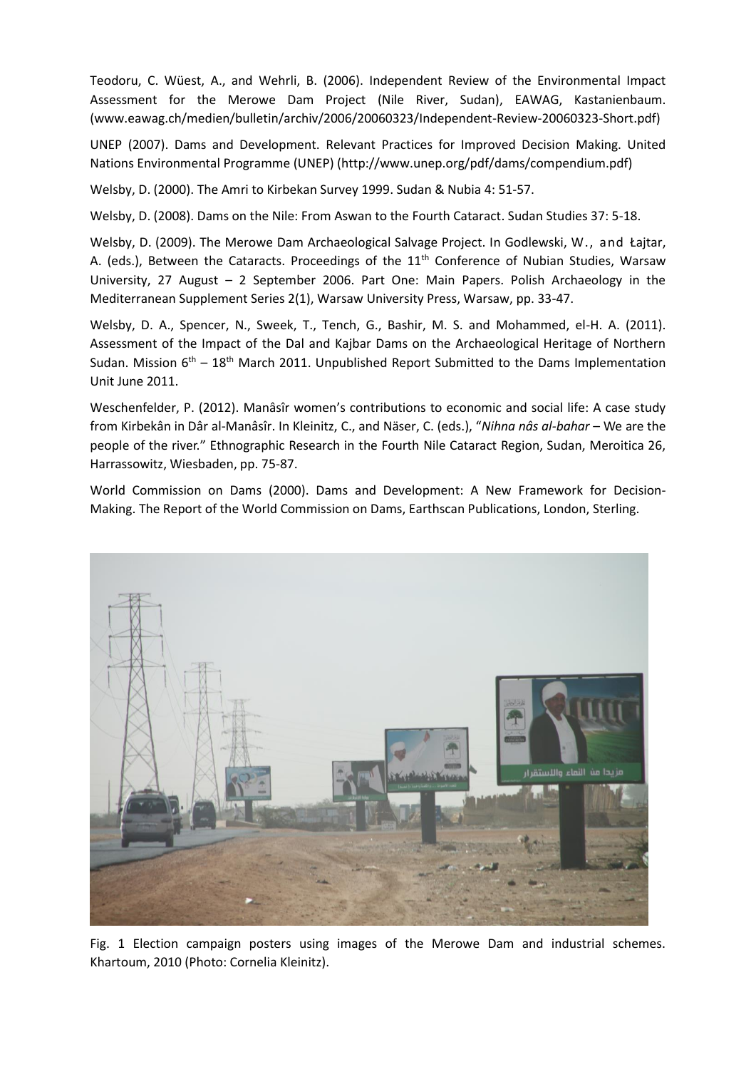Teodoru, C. Wüest, A., and Wehrli, B. (2006). Independent Review of the Environmental Impact Assessment for the Merowe Dam Project (Nile River, Sudan), EAWAG, Kastanienbaum. (www.eawag.ch/medien/bulletin/archiv/2006/20060323/Independent-Review-20060323-Short.pdf)

UNEP (2007). Dams and Development. Relevant Practices for Improved Decision Making. United Nations Environmental Programme (UNEP) (http://www.unep.org/pdf/dams/compendium.pdf)

Welsby, D. (2000). The Amri to Kirbekan Survey 1999. Sudan & Nubia 4: 51-57.

Welsby, D. (2008). Dams on the Nile: From Aswan to the Fourth Cataract. Sudan Studies 37: 5-18.

Welsby, D. (2009). The Merowe Dam Archaeological Salvage Project. In Godlewski, W., and Łajtar, A. (eds.), Between the Cataracts. Proceedings of the 11th Conference of Nubian Studies, Warsaw University, 27 August – 2 September 2006. Part One: Main Papers. Polish Archaeology in the Mediterranean Supplement Series 2(1), Warsaw University Press, Warsaw, pp. 33-47.

Welsby, D. A., Spencer, N., Sweek, T., Tench, G., Bashir, M. S. and Mohammed, el-H. A. (2011). Assessment of the Impact of the Dal and Kajbar Dams on the Archaeological Heritage of Northern Sudan. Mission 6th – 18th March 2011. Unpublished Report Submitted to the Dams Implementation Unit June 2011.

Weschenfelder, P. (2012). Manâsîr women's contributions to economic and social life: A case study from Kirbekân in Dâr al-Manâsîr. In Kleinitz, C., and Näser, C. (eds.), "*Nihna nâs al-bahar* – We are the people of the river." Ethnographic Research in the Fourth Nile Cataract Region, Sudan, Meroitica 26, Harrassowitz, Wiesbaden, pp. 75-87.

World Commission on Dams (2000). Dams and Development: A New Framework for Decision-Making. The Report of the World Commission on Dams, Earthscan Publications, London, Sterling.

Fig. 1 Election campaign posters using images of the Merowe Dam and industrial schemes. Khartoum, 2010 (Photo: Cornelia Kleinitz).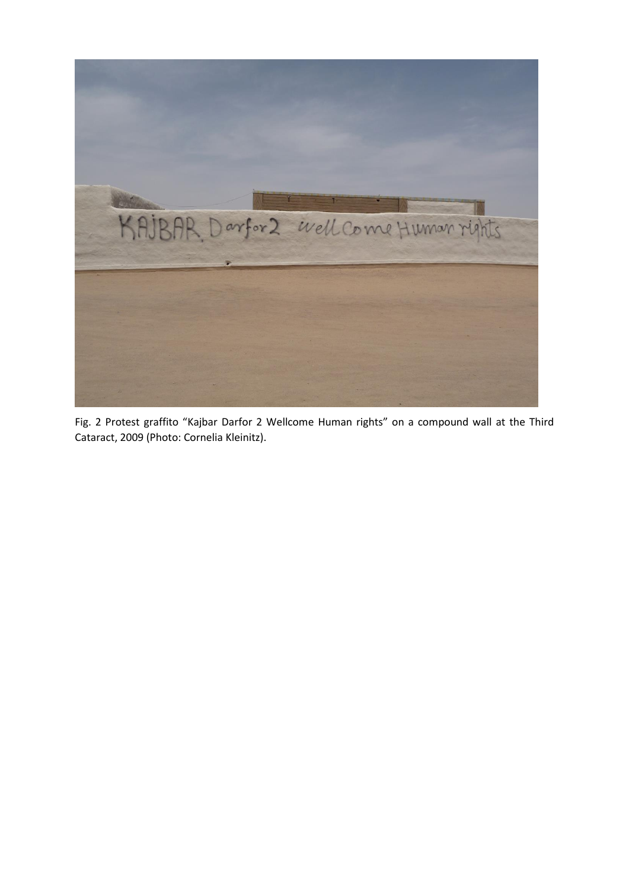Fig. 2 Protest graffito “Kajbar Darfor 2 Wellcome Human rights” on a compound wall at the Third Cataract, 2009 (Photo: Cornelia Kleinitz).